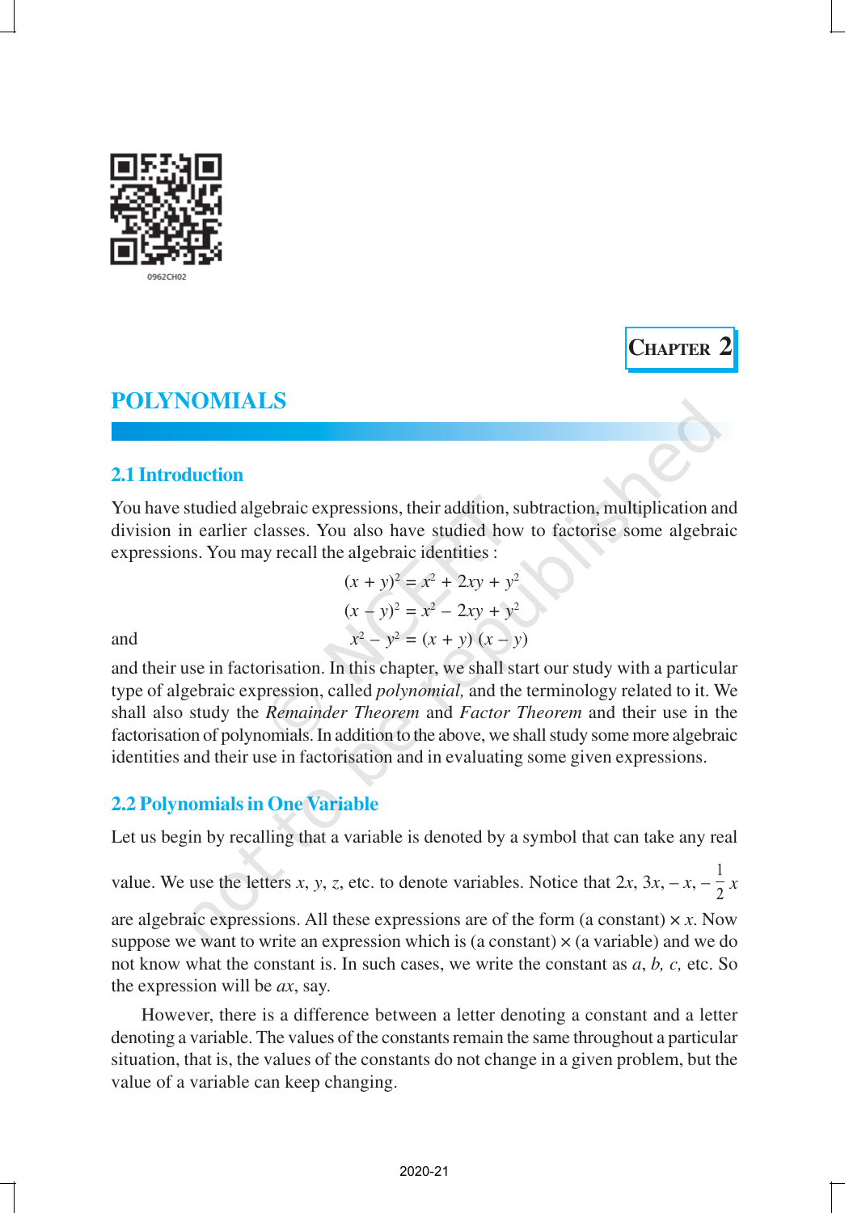0962CH02

CHAPTER 2

# POLYNOMIALS

## 2.1 Introduction

You have studied algebraic expressions, their addition, subtraction, multiplication and division in earlier classes. You also have studied how to factorise some algebraic expressions. You may recall the algebraic identities :

$$(x + y)^2 = x^2 + 2xy + y^2$$

$$(x - y)^2 = x^2 - 2xy + y^2$$

and

$$x^2 - y^2 = (x + y)(x - y)$$

and their use in factorisation. In this chapter, we shall start our study with a particular type of algebraic expression, called *polynomial,* and the terminology related to it. We shall also study the *Remainder Theorem* and *Factor Theorem* and their use in the factorisation of polynomials. In addition to the above, we shall study some more algebraic identities and their use in factorisation and in evaluating some given expressions.

## 2.2 Polynomials in One Variable

Let us begin by recalling that a variable is denoted by a symbol that can take any real value. We use the letters $x$, $y$, $z$, etc. to denote variables. Notice that $2x$, $3x$, $-x$, $-\frac{1}{2}x$ are algebraic expressions. All these expressions are of the form (a constant) × $x$. Now suppose we want to write an expression which is (a constant) × (a variable) and we do not know what the constant is. In such cases, we write the constant as $a$, $b$, $c$, etc. So the expression will be $ax$, say.

However, there is a difference between a letter denoting a constant and a letter denoting a variable. The values of the constants remain the same throughout a particular situation, that is, the values of the constants do not change in a given problem, but the value of a variable can keep changing.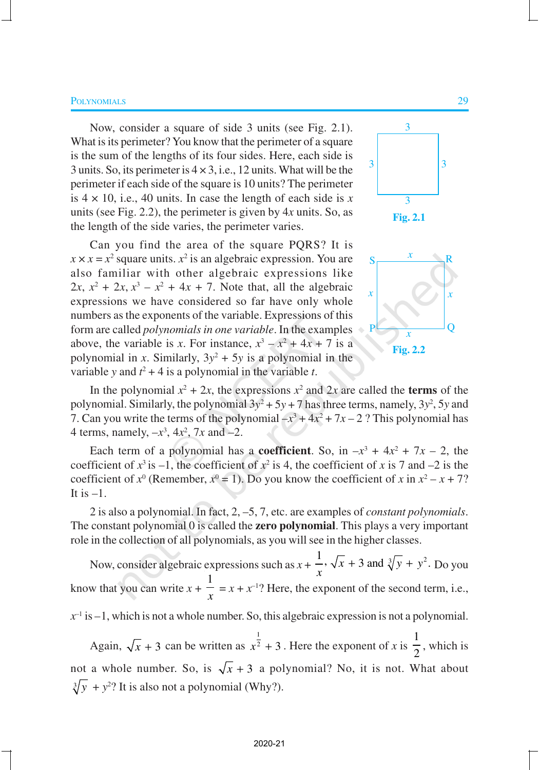Now, consider a square of side 3 units (see Fig. 2.1). What is its perimeter? You know that the perimeter of a square is the sum of the lengths of its four sides. Here, each side is 3 units. So, its perimeter is $4 \times 3$, i.e., 12 units. What will be the perimeter if each side of the square is 10 units? The perimeter is $4 \times 10$, i.e., 40 units. In case the length of each side is $x$ units (see Fig. 2.2), the perimeter is given by $4x$ units. So, as the length of the side varies, the perimeter varies.

**Fig. 2.1**

Can you find the area of the square PQRS? It is $x \times x = x^2$ square units. $x^2$ is an algebraic expression. You are also familiar with other algebraic expressions like $2x$, $x^2 + 2x$, $x^3 - x^2 + 4x + 7$. Note that, all the algebraic expressions we have considered so far have only whole numbers as the exponents of the variable. Expressions of this form are called *polynomials in one variable*. In the examples above, the variable is $x$. For instance, $x^3 - x^2 + 4x + 7$ is a polynomial in $x$. Similarly, $3y^2 + 5y$ is a polynomial in the variable $y$ and $t^2 + 4$ is a polynomial in the variable $t$.

**Fig. 2.2**

In the polynomial $x^2 + 2x$, the expressions $x^2$ and $2x$ are called the **terms** of the polynomial. Similarly, the polynomial $3y^2 + 5y + 7$ has three terms, namely, $3y^2$, $5y$ and 7. Can you write the terms of the polynomial $-x^3 + 4x^2 + 7x - 2$ ? This polynomial has 4 terms, namely, $-x^3$, $4x^2$, $7x$ and $-2$.

Each term of a polynomial has a **coefficient**. So, in $-x^3 + 4x^2 + 7x - 2$, the coefficient of $x^3$ is $-1$, the coefficient of $x^2$ is 4, the coefficient of $x$ is 7 and $-2$ is the coefficient of $x^0$ (Remember, $x^0 = 1$). Do you know the coefficient of $x$ in $x^2 - x + 7$? It is $-1$.

2 is also a polynomial. In fact, 2, $-5$, 7, etc. are examples of *constant polynomials*. The constant polynomial 0 is called the **zero polynomial**. This plays a very important role in the collection of all polynomials, as you will see in the higher classes.

Now, consider algebraic expressions such as $x + \frac{1}{x}$, $\sqrt{x} + 3$ and $\sqrt[3]{y} + y^2$. Do you know that you can write $x + \frac{1}{x} = x + x^{-1}$? Here, the exponent of the second term, i.e., $x^{-1}$ is $-1$, which is not a whole number. So, this algebraic expression is not a polynomial.

Again, $\sqrt{x} + 3$ can be written as $x^{\frac{1}{2}} + 3$. Here the exponent of $x$ is $\frac{1}{2}$, which is not a whole number. So, is $\sqrt{x} + 3$ a polynomial? No, it is not. What about $\sqrt[3]{y} + y^2$? It is also not a polynomial (Why?).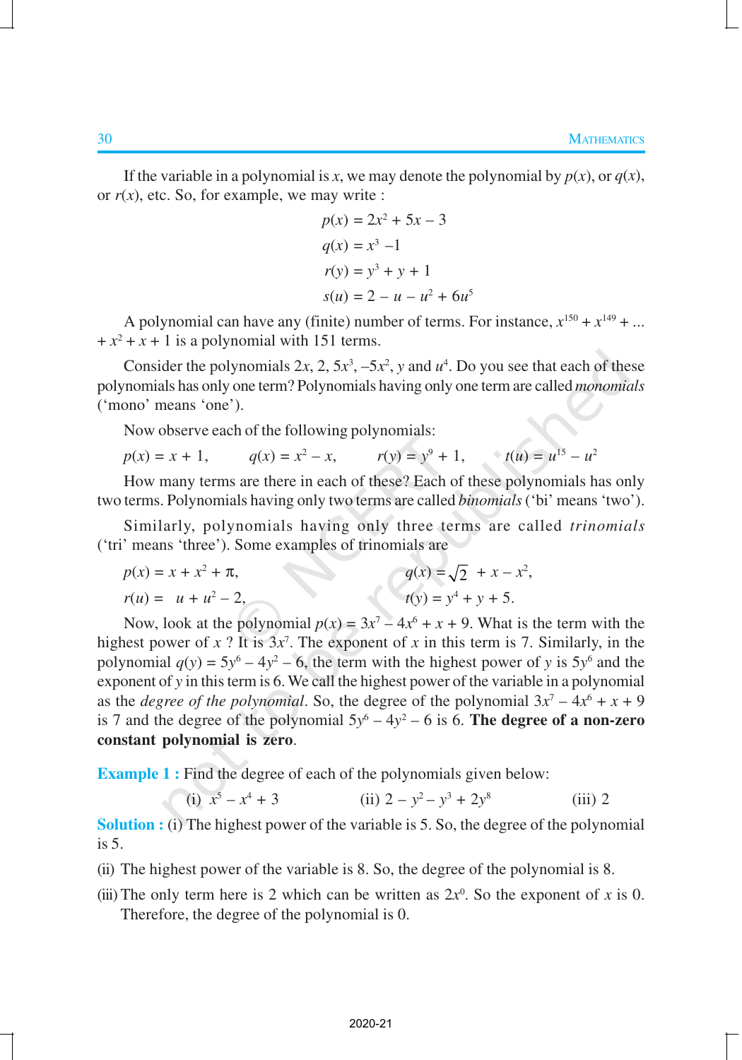If the variable in a polynomial is $x$, we may denote the polynomial by $p(x)$, or $q(x)$, or $r(x)$, etc. So, for example, we may write :

$$p(x) = 2x^2 + 5x - 3$$

$$q(x) = x^3 - 1$$

$$r(y) = y^3 + y + 1$$

$$s(u) = 2 - u - u^2 + 6u^5$$

A polynomial can have any (finite) number of terms. For instance, $x^{150} + x^{149} + ... + x^2 + x + 1$ is a polynomial with 151 terms.

Consider the polynomials $2x$, $2$, $5x^3$, $-5x^2$, $y$ and $u^4$. Do you see that each of these polynomials has only one term? Polynomials having only one term are called *monomials* ('mono' means 'one').

Now observe each of the following polynomials:

$p(x) = x + 1$, $\quad q(x) = x^2 - x$, $\quad r(y) = y^9 + 1$, $\quad t(u) = u^{15} - u^2$

How many terms are there in each of these? Each of these polynomials has only two terms. Polynomials having only two terms are called *binomials* ('bi' means 'two').

Similarly, polynomials having only three terms are called *trinomials* ('tri' means 'three'). Some examples of trinomials are

$p(x) = x + x^2 + \pi$, $\quad q(x) = \sqrt{2} + x - x^2$,

$r(u) = u + u^2 - 2$, $\quad t(y) = y^4 + y + 5$.

Now, look at the polynomial $p(x) = 3x^7 - 4x^6 + x + 9$. What is the term with the highest power of $x$ ? It is $3x^7$. The exponent of $x$ in this term is 7. Similarly, in the polynomial $q(y) = 5y^6 - 4y^2 - 6$, the term with the highest power of $y$ is $5y^6$ and the exponent of $y$ in this term is 6. We call the highest power of the variable in a polynomial as the *degree of the polynomial*. So, the degree of the polynomial $3x^7 - 4x^6 + x + 9$ is 7 and the degree of the polynomial $5y^6 - 4y^2 - 6$ is 6. **The degree of a non-zero constant polynomial is zero**.

**Example 1 :** Find the degree of each of the polynomials given below:

(i) $x^5 - x^4 + 3$ $\qquad$ (ii) $2 - y^2 - y^3 + 2y^8$ $\qquad$ (iii) 2

**Solution :** (i) The highest power of the variable is 5. So, the degree of the polynomial is 5.

(ii) The highest power of the variable is 8. So, the degree of the polynomial is 8.

(iii) The only term here is 2 which can be written as $2x^0$. So the exponent of $x$ is 0. Therefore, the degree of the polynomial is 0.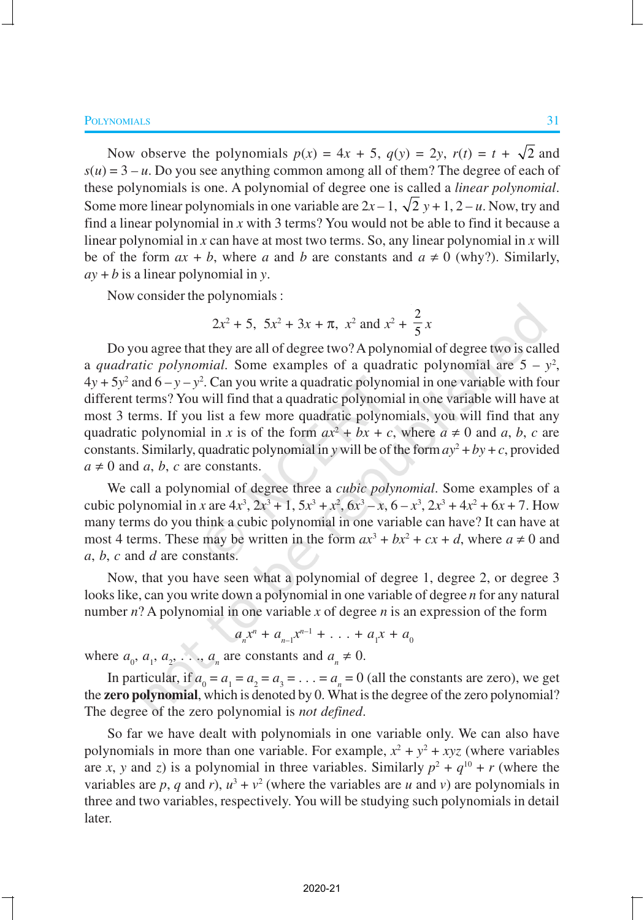Now observe the polynomials $p(x) = 4x + 5$, $q(y) = 2y$, $r(t) = t + \sqrt{2}$ and $s(u) = 3 - u$. Do you see anything common among all of them? The degree of each of these polynomials is one. A polynomial of degree one is called a *linear polynomial*. Some more linear polynomials in one variable are $2x - 1$, $\sqrt{2}\,y + 1$, $2 - u$. Now, try and find a linear polynomial in $x$ with 3 terms? You would not be able to find it because a linear polynomial in $x$ can have at most two terms. So, any linear polynomial in $x$ will be of the form $ax + b$, where $a$ and $b$ are constants and $a \neq 0$ (why?). Similarly, $ay + b$ is a linear polynomial in $y$.

Now consider the polynomials :

$$2x^2 + 5,\ \ 5x^2 + 3x + \pi,\ \ x^2 \text{ and } x^2 + \frac{2}{5}x$$

Do you agree that they are all of degree two? A polynomial of degree two is called a *quadratic polynomial*. Some examples of a quadratic polynomial are $5 - y^2$, $4y + 5y^2$ and $6 - y - y^2$. Can you write a quadratic polynomial in one variable with four different terms? You will find that a quadratic polynomial in one variable will have at most 3 terms. If you list a few more quadratic polynomials, you will find that any quadratic polynomial in $x$ is of the form $ax^2 + bx + c$, where $a \neq 0$ and $a, b, c$ are constants. Similarly, quadratic polynomial in $y$ will be of the form $ay^2 + by + c$, provided $a \neq 0$ and $a, b, c$ are constants.

We call a polynomial of degree three a *cubic polynomial*. Some examples of a cubic polynomial in $x$ are $4x^3$, $2x^3 + 1$, $5x^3 + x^2$, $6x^3 - x$, $6 - x^3$, $2x^3 + 4x^2 + 6x + 7$. How many terms do you think a cubic polynomial in one variable can have? It can have at most 4 terms. These may be written in the form $ax^3 + bx^2 + cx + d$, where $a \neq 0$ and $a, b, c$ and $d$ are constants.

Now, that you have seen what a polynomial of degree 1, degree 2, or degree 3 looks like, can you write down a polynomial in one variable of degree $n$ for any natural number $n$? A polynomial in one variable $x$ of degree $n$ is an expression of the form

$$a_n x^n + a_{n-1}x^{n-1} + \ldots + a_1 x + a_0$$

where $a_0, a_1, a_2, \ldots, a_n$ are constants and $a_n \neq 0$.

In particular, if $a_0 = a_1 = a_2 = a_3 = \ldots = a_n = 0$ (all the constants are zero), we get the **zero polynomial**, which is denoted by 0. What is the degree of the zero polynomial? The degree of the zero polynomial is *not defined*.

So far we have dealt with polynomials in one variable only. We can also have polynomials in more than one variable. For example, $x^2 + y^2 + xyz$ (where variables are $x$, $y$ and $z$) is a polynomial in three variables. Similarly $p^2 + q^{10} + r$ (where the variables are $p$, $q$ and $r$), $u^3 + v^2$ (where the variables are $u$ and $v$) are polynomials in three and two variables, respectively. You will be studying such polynomials in detail later.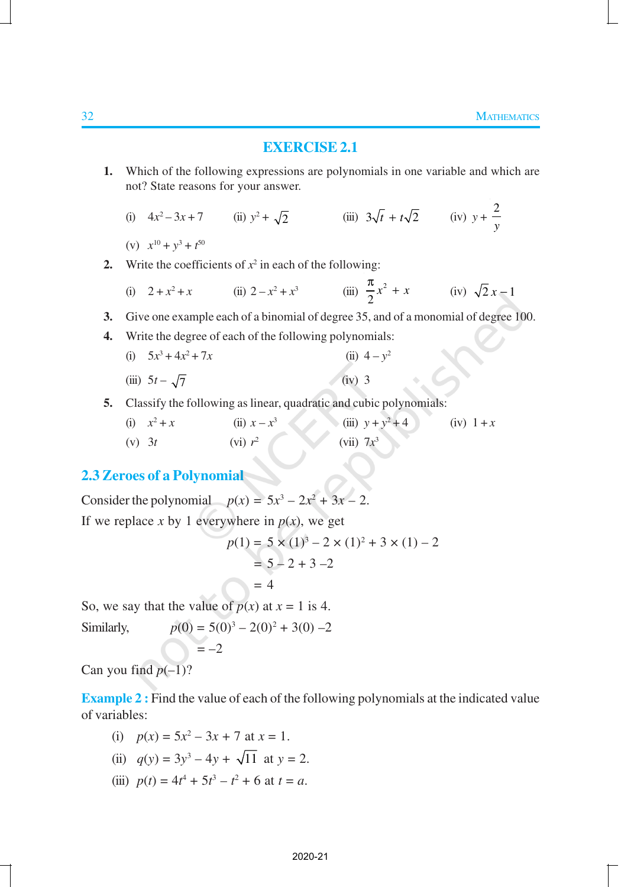## EXERCISE 2.1

**1.** Which of the following expressions are polynomials in one variable and which are not? State reasons for your answer.

(i) $4x^2 - 3x + 7$ (ii) $y^2 + \sqrt{2}$ (iii) $3\sqrt{t} + t\sqrt{2}$ (iv) $y + \dfrac{2}{y}$

(v) $x^{10} + y^3 + t^{50}$

**2.** Write the coefficients of $x^2$ in each of the following:

(i) $2 + x^2 + x$ (ii) $2 - x^2 + x^3$ (iii) $\dfrac{\pi}{2}x^2 + x$ (iv) $\sqrt{2}\,x - 1$

**3.** Give one example each of a binomial of degree 35, and of a monomial of degree 100.

**4.** Write the degree of each of the following polynomials:

(i) $5x^3 + 4x^2 + 7x$ (ii) $4 - y^2$

(iii) $5t - \sqrt{7}$ (iv) $3$

**5.** Classify the following as linear, quadratic and cubic polynomials:

(i) $x^2 + x$ (ii) $x - x^3$ (iii) $y + y^2 + 4$ (iv) $1 + x$

(v) $3t$ (vi) $r^2$ (vii) $7x^3$

## 2.3 Zeroes of a Polynomial

Consider the polynomial $p(x) = 5x^3 - 2x^2 + 3x - 2$.

If we replace $x$ by 1 everywhere in $p(x)$, we get

$$\begin{aligned} p(1) &= 5 \times (1)^3 - 2 \times (1)^2 + 3 \times (1) - 2 \\ &= 5 - 2 + 3 - 2 \\ &= 4 \end{aligned}$$

So, we say that the value of $p(x)$ at $x = 1$ is 4.

Similarly,
$$\begin{aligned} p(0) &= 5(0)^3 - 2(0)^2 + 3(0) - 2 \\ &= -2 \end{aligned}$$

Can you find $p(-1)$?

**Example 2 :** Find the value of each of the following polynomials at the indicated value of variables:

(i) $p(x) = 5x^2 - 3x + 7$ at $x = 1$.

(ii) $q(y) = 3y^3 - 4y + \sqrt{11}$ at $y = 2$.

(iii) $p(t) = 4t^4 + 5t^3 - t^2 + 6$ at $t = a$.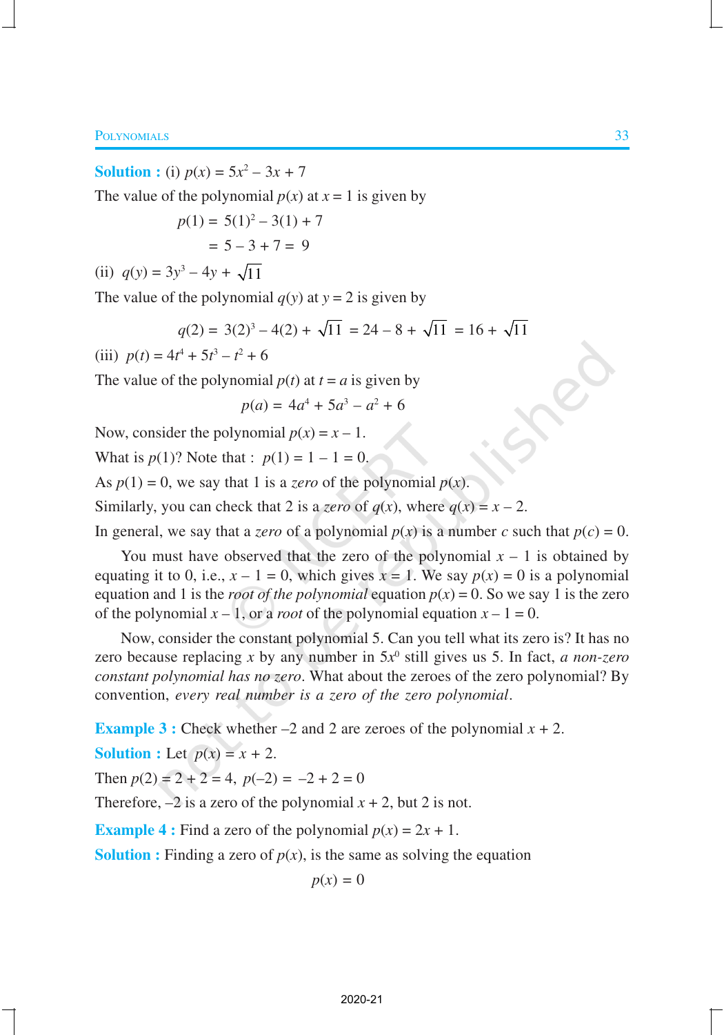**Solution :** (i) $p(x) = 5x^2 - 3x + 7$

The value of the polynomial $p(x)$ at $x = 1$ is given by

$$p(1) = 5(1)^2 - 3(1) + 7$$
$$= 5 - 3 + 7 = 9$$

(ii) $q(y) = 3y^3 - 4y + \sqrt{11}$

The value of the polynomial $q(y)$ at $y = 2$ is given by

$$q(2) = 3(2)^3 - 4(2) + \sqrt{11} = 24 - 8 + \sqrt{11} = 16 + \sqrt{11}$$

(iii) $p(t) = 4t^4 + 5t^3 - t^2 + 6$

The value of the polynomial $p(t)$ at $t = a$ is given by

$$p(a) = 4a^4 + 5a^3 - a^2 + 6$$

Now, consider the polynomial $p(x) = x - 1$.

What is $p(1)$? Note that : $p(1) = 1 - 1 = 0$.

As $p(1) = 0$, we say that 1 is a *zero* of the polynomial $p(x)$.

Similarly, you can check that 2 is a *zero* of $q(x)$, where $q(x) = x - 2$.

In general, we say that a *zero* of a polynomial $p(x)$ is a number $c$ such that $p(c) = 0$.

You must have observed that the zero of the polynomial $x - 1$ is obtained by equating it to 0, i.e., $x - 1 = 0$, which gives $x = 1$. We say $p(x) = 0$ is a polynomial equation and 1 is the *root of the polynomial* equation $p(x) = 0$. So we say 1 is the zero of the polynomial $x - 1$, or a *root* of the polynomial equation $x - 1 = 0$.

Now, consider the constant polynomial 5. Can you tell what its zero is? It has no zero because replacing $x$ by any number in $5x^0$ still gives us 5. In fact, *a non-zero constant polynomial has no zero*. What about the zeroes of the zero polynomial? By convention, *every real number is a zero of the zero polynomial*.

**Example 3 :** Check whether $-2$ and 2 are zeroes of the polynomial $x + 2$.

**Solution :** Let $p(x) = x + 2$.

Then $p(2) = 2 + 2 = 4$, $p(-2) = -2 + 2 = 0$

Therefore, $-2$ is a zero of the polynomial $x + 2$, but 2 is not.

**Example 4 :** Find a zero of the polynomial $p(x) = 2x + 1$.

**Solution :** Finding a zero of $p(x)$, is the same as solving the equation

$$p(x) = 0$$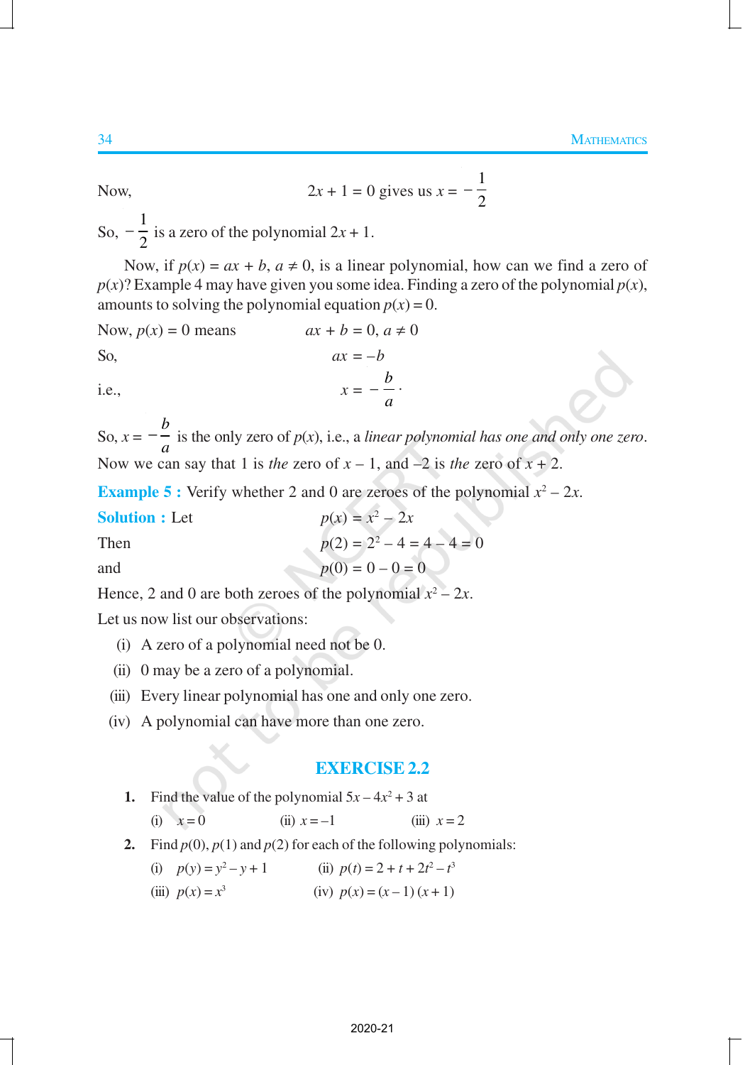Now, $2x + 1 = 0$ gives us $x = -\frac{1}{2}$

So, $-\frac{1}{2}$ is a zero of the polynomial $2x + 1$.

Now, if $p(x) = ax + b$, $a \neq 0$, is a linear polynomial, how can we find a zero of $p(x)$? Example 4 may have given you some idea. Finding a zero of the polynomial $p(x)$, amounts to solving the polynomial equation $p(x) = 0$.

Now, $p(x) = 0$ means $\quad ax + b = 0, a \neq 0$

So, $\quad ax = -b$

i.e., $\quad x = -\frac{b}{a}$.

So, $x = -\frac{b}{a}$ is the only zero of $p(x)$, i.e., a *linear polynomial has one and only one zero*.

Now we can say that 1 is *the* zero of $x - 1$, and $-2$ is *the* zero of $x + 2$.

**Example 5 :** Verify whether 2 and 0 are zeroes of the polynomial $x^2 - 2x$.

**Solution :** Let $\quad p(x) = x^2 - 2x$

Then $\quad p(2) = 2^2 - 4 = 4 - 4 = 0$

and $\quad p(0) = 0 - 0 = 0$

Hence, 2 and 0 are both zeroes of the polynomial $x^2 - 2x$.

Let us now list our observations:

(i) A zero of a polynomial need not be 0.

(ii) 0 may be a zero of a polynomial.

(iii) Every linear polynomial has one and only one zero.

(iv) A polynomial can have more than one zero.

## EXERCISE 2.2

1. Find the value of the polynomial $5x - 4x^2 + 3$ at

   (i) $x = 0$ (ii) $x = -1$ (iii) $x = 2$

2. Find $p(0)$, $p(1)$ and $p(2)$ for each of the following polynomials:

   (i) $p(y) = y^2 - y + 1$ (ii) $p(t) = 2 + t + 2t^2 - t^3$

   (iii) $p(x) = x^3$ (iv) $p(x) = (x - 1)(x + 1)$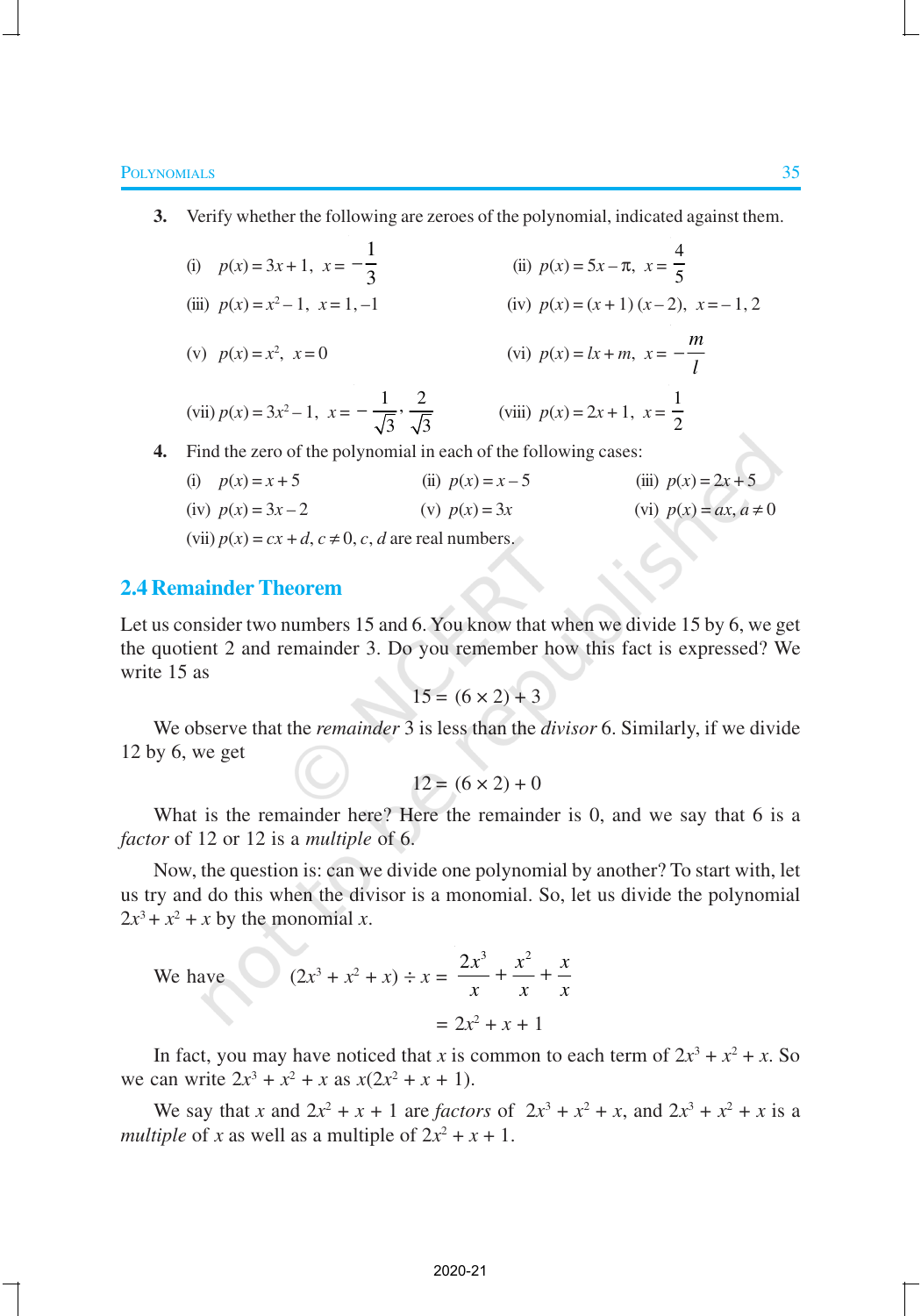3. Verify whether the following are zeroes of the polynomial, indicated against them.

   (i) $p(x) = 3x + 1, \; x = -\frac{1}{3}$

   (ii) $p(x) = 5x - \pi, \; x = \frac{4}{5}$

   (iii) $p(x) = x^2 - 1, \; x = 1, -1$

   (iv) $p(x) = (x + 1)(x - 2), \; x = -1, 2$

   (v) $p(x) = x^2, \; x = 0$

   (vi) $p(x) = lx + m, \; x = -\frac{m}{l}$

   (vii) $p(x) = 3x^2 - 1, \; x = -\frac{1}{\sqrt{3}}, \frac{2}{\sqrt{3}}$

   (viii) $p(x) = 2x + 1, \; x = \frac{1}{2}$

4. Find the zero of the polynomial in each of the following cases:

   (i) $p(x) = x + 5$

   (ii) $p(x) = x - 5$

   (iii) $p(x) = 2x + 5$

   (iv) $p(x) = 3x - 2$

   (v) $p(x) = 3x$

   (vi) $p(x) = ax, a \neq 0$

   (vii) $p(x) = cx + d, c \neq 0, c, d$ are real numbers.

## 2.4 Remainder Theorem

Let us consider two numbers 15 and 6. You know that when we divide 15 by 6, we get the quotient 2 and remainder 3. Do you remember how this fact is expressed? We write 15 as

$$15 = (6 \times 2) + 3$$

We observe that the *remainder* 3 is less than the *divisor* 6. Similarly, if we divide 12 by 6, we get

$$12 = (6 \times 2) + 0$$

What is the remainder here? Here the remainder is 0, and we say that 6 is a *factor* of 12 or 12 is a *multiple* of 6.

Now, the question is: can we divide one polynomial by another? To start with, let us try and do this when the divisor is a monomial. So, let us divide the polynomial $2x^3 + x^2 + x$ by the monomial $x$.

We have
$$(2x^3 + x^2 + x) \div x = \frac{2x^3}{x} + \frac{x^2}{x} + \frac{x}{x}$$
$$= 2x^2 + x + 1$$

In fact, you may have noticed that $x$ is common to each term of $2x^3 + x^2 + x$. So we can write $2x^3 + x^2 + x$ as $x(2x^2 + x + 1)$.

We say that $x$ and $2x^2 + x + 1$ are *factors* of $2x^3 + x^2 + x$, and $2x^3 + x^2 + x$ is a *multiple* of $x$ as well as a multiple of $2x^2 + x + 1$.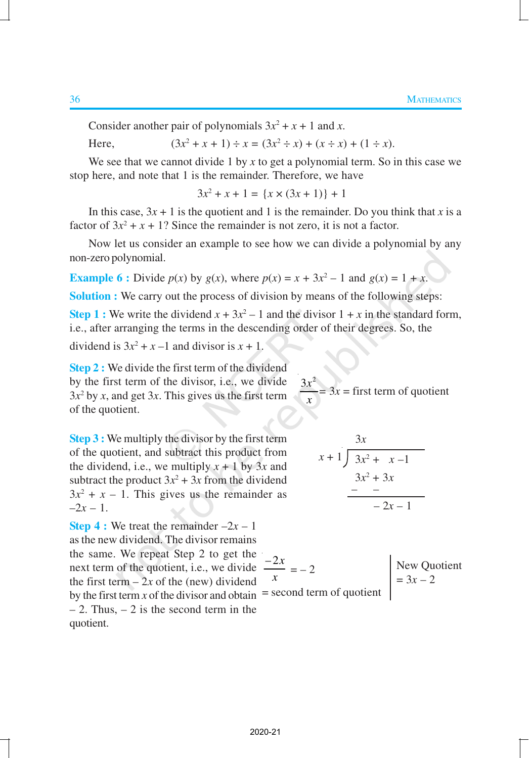Consider another pair of polynomials $3x^2 + x + 1$ and $x$.

Here, $(3x^2 + x + 1) \div x = (3x^2 \div x) + (x \div x) + (1 \div x)$.

We see that we cannot divide 1 by $x$ to get a polynomial term. So in this case we stop here, and note that 1 is the remainder. Therefore, we have

$$3x^2 + x + 1 = \{x \times (3x + 1)\} + 1$$

In this case, $3x + 1$ is the quotient and 1 is the remainder. Do you think that $x$ is a factor of $3x^2 + x + 1$? Since the remainder is not zero, it is not a factor.

Now let us consider an example to see how we can divide a polynomial by any non-zero polynomial.

**Example 6 :** Divide $p(x)$ by $g(x)$, where $p(x) = x + 3x^2 - 1$ and $g(x) = 1 + x$.

**Solution :** We carry out the process of division by means of the following steps:

**Step 1 :** We write the dividend $x + 3x^2 - 1$ and the divisor $1 + x$ in the standard form, i.e., after arranging the terms in the descending order of their degrees. So, the dividend is $3x^2 + x - 1$ and divisor is $x + 1$.

**Step 2 :** We divide the first term of the dividend by the first term of the divisor, i.e., we divide $3x^2$ by $x$, and get $3x$. This gives us the first term of the quotient.

$$\frac{3x^2}{x} = 3x = \text{first term of quotient}$$

**Step 3 :** We multiply the divisor by the first term of the quotient, and subtract this product from the dividend, i.e., we multiply $x + 1$ by $3x$ and subtract the product $3x^2 + 3x$ from the dividend $3x^2 + x - 1$. This gives us the remainder as $-2x - 1$.

$$\begin{array}{r|l} & \quad 3x \\ \hline x+1 & 3x^2 + x - 1 \\ & \underline{\overset{-}{3x^2} + \overset{-}{3x}} \\ & \quad\; -2x - 1 \end{array}$$

**Step 4 :** We treat the remainder $-2x - 1$ as the new dividend. The divisor remains the same. We repeat Step 2 to get the next term of the quotient, i.e., we divide the first term $-2x$ of the (new) dividend by the first term $x$ of the divisor and obtain $-2$. Thus, $-2$ is the second term in the quotient.

$$\frac{-2x}{x} = -2 = \text{second term of quotient}$$

New Quotient $= 3x - 2$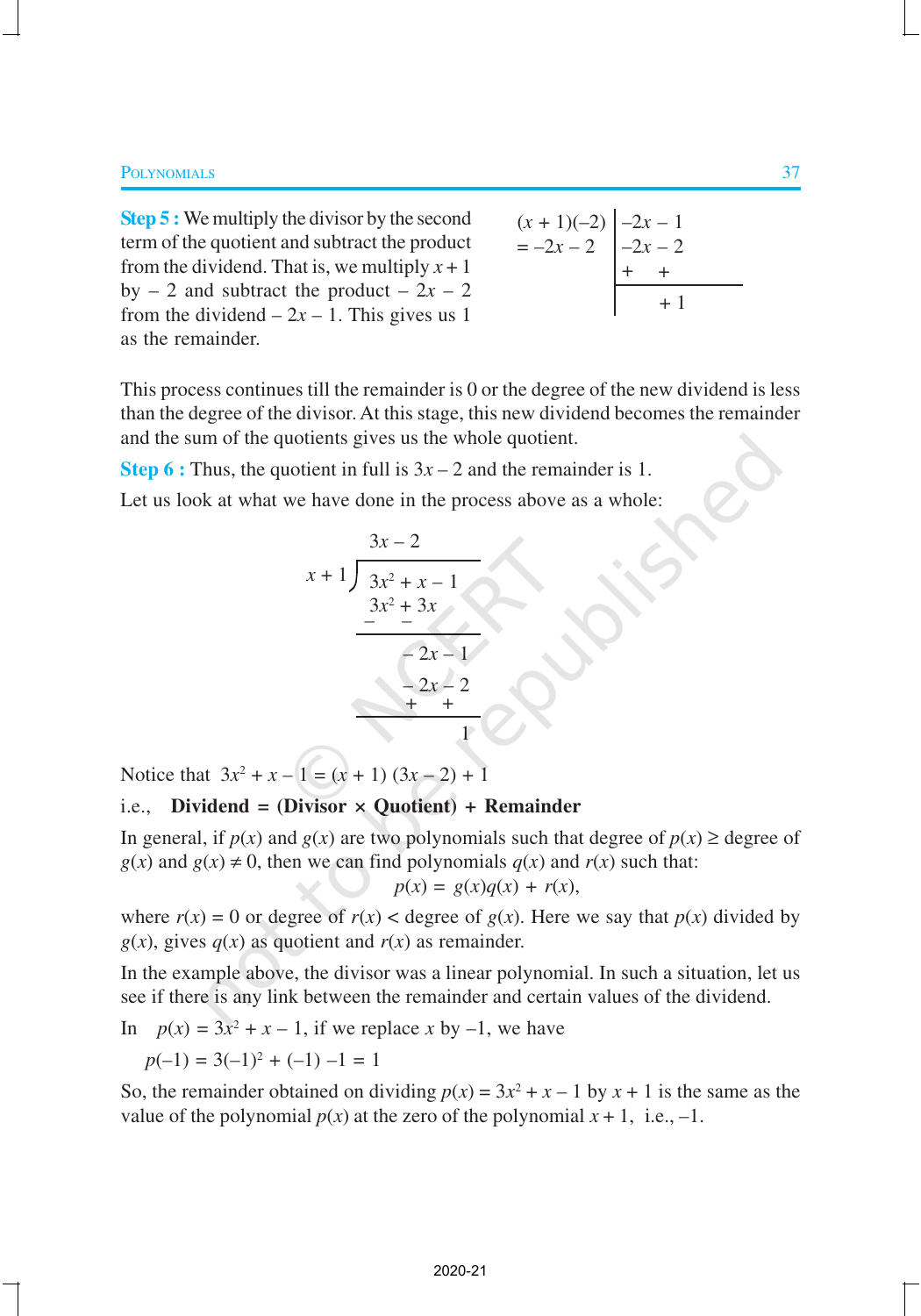**Step 5 :** We multiply the divisor by the second term of the quotient and subtract the product from the dividend. That is, we multiply $x + 1$ by $-2$ and subtract the product $-2x - 2$ from the dividend $-2x - 1$. This gives us 1 as the remainder.

$$
\begin{array}{l|l}
(x+1)(-2) & -2x - 1 \\
= -2x - 2 & -2x - 2 \\
 & + \quad + \\
\hline
 & \quad +1
\end{array}
$$

This process continues till the remainder is 0 or the degree of the new dividend is less than the degree of the divisor. At this stage, this new dividend becomes the remainder and the sum of the quotients gives us the whole quotient.

**Step 6 :** Thus, the quotient in full is $3x - 2$ and the remainder is 1.

Let us look at what we have done in the process above as a whole:

$$
\begin{array}{r|l}
 & \quad 3x - 2 \\
\hline
x + 1 & 3x^2 + x - 1 \\
 & 3x^2 + 3x \\
 & - \quad - \\
\hline
 & \quad -2x - 1 \\
 & \quad -2x - 2 \\
 & \quad + \quad + \\
\hline
 & \qquad\quad 1
\end{array}
$$

Notice that $3x^2 + x - 1 = (x + 1)(3x - 2) + 1$

i.e., **Dividend = (Divisor × Quotient) + Remainder**

In general, if $p(x)$ and $g(x)$ are two polynomials such that degree of $p(x) \geq$ degree of $g(x)$ and $g(x) \neq 0$, then we can find polynomials $q(x)$ and $r(x)$ such that:

$$p(x) = g(x)q(x) + r(x),$$

where $r(x) = 0$ or degree of $r(x) <$ degree of $g(x)$. Here we say that $p(x)$ divided by $g(x)$, gives $q(x)$ as quotient and $r(x)$ as remainder.

In the example above, the divisor was a linear polynomial. In such a situation, let us see if there is any link between the remainder and certain values of the dividend.

In $\quad p(x) = 3x^2 + x - 1$, if we replace $x$ by $-1$, we have

$$p(-1) = 3(-1)^2 + (-1) - 1 = 1$$

So, the remainder obtained on dividing $p(x) = 3x^2 + x - 1$ by $x + 1$ is the same as the value of the polynomial $p(x)$ at the zero of the polynomial $x + 1$, i.e., $-1$.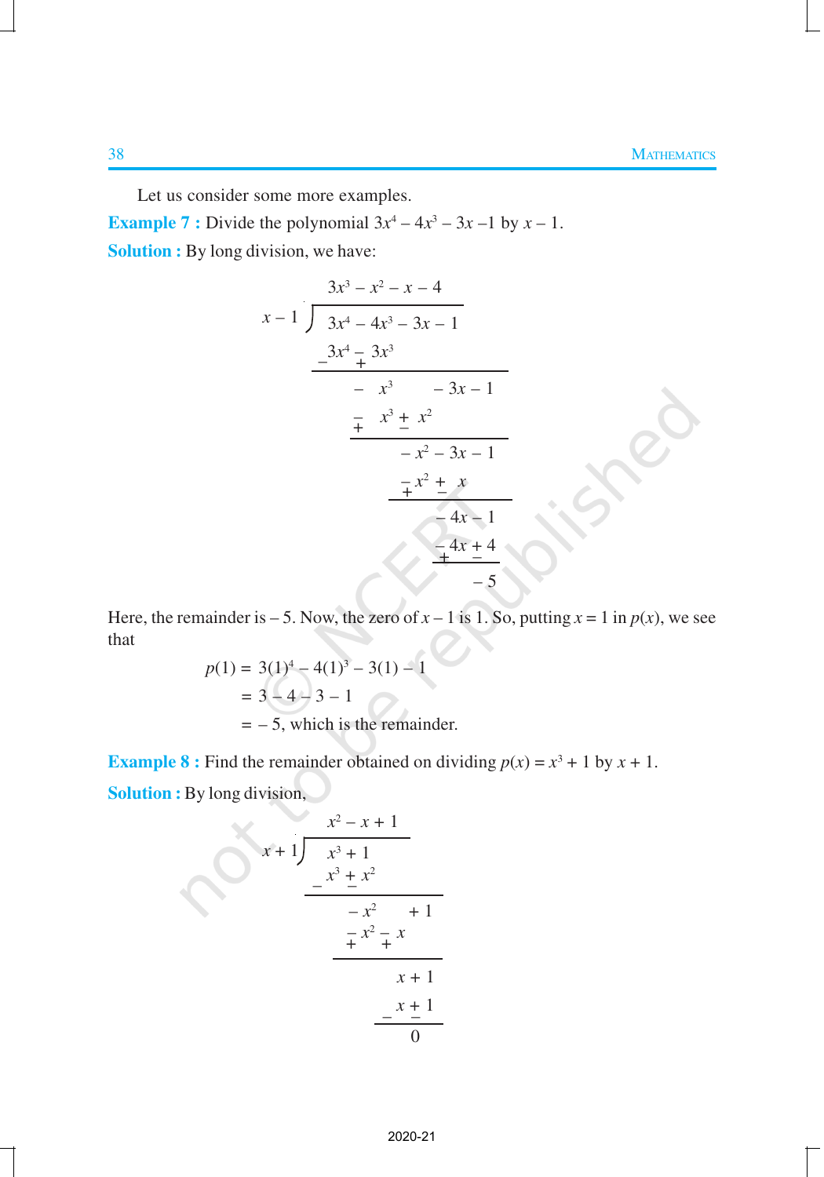Let us consider some more examples.

**Example 7 :** Divide the polynomial $3x^4 - 4x^3 - 3x - 1$ by $x - 1$.

**Solution :** By long division, we have:

$$
\begin{array}{r|l}
 & 3x^3 - x^2 - x - 4 \\
\hline
x - 1 & 3x^4 - 4x^3 - 3x - 1 \\
 & \underline{\overset{-}{}3x^4 \overset{-}{\underset{+}{}} 3x^3} \\
 & -x^3 \qquad - 3x - 1 \\
 & \underline{\overset{-}{\underset{+}{}} x^3 \overset{+}{\underset{-}{}} x^2} \\
 & -x^2 - 3x - 1 \\
 & \underline{\overset{-}{\underset{+}{}} x^2 \overset{+}{\underset{-}{}} x} \\
 & -4x - 1 \\
 & \underline{\overset{-}{\underset{+}{}} 4x \overset{+}{\underset{-}{}} 4} \\
 & -5
\end{array}
$$

Here, the remainder is $-5$. Now, the zero of $x - 1$ is 1. So, putting $x = 1$ in $p(x)$, we see that

$$
\begin{aligned}
p(1) &= 3(1)^4 - 4(1)^3 - 3(1) - 1 \\
&= 3 - 4 - 3 - 1 \\
&= -5, \text{ which is the remainder.}
\end{aligned}
$$

**Example 8 :** Find the remainder obtained on dividing $p(x) = x^3 + 1$ by $x + 1$.

**Solution :** By long division,

$$
\begin{array}{r|l}
 & x^2 - x + 1 \\
\hline
x + 1 & x^3 + 1 \\
 & \underline{\overset{-}{}x^3 \overset{+}{\underset{-}{}} x^2} \\
 & -x^2 \qquad + 1 \\
 & \underline{\overset{-}{\underset{+}{}} x^2 \overset{-}{\underset{+}{}} x} \\
 & x + 1 \\
 & \underline{\overset{-}{}x \overset{+}{\underset{-}{}} 1} \\
 & 0
\end{array}
$$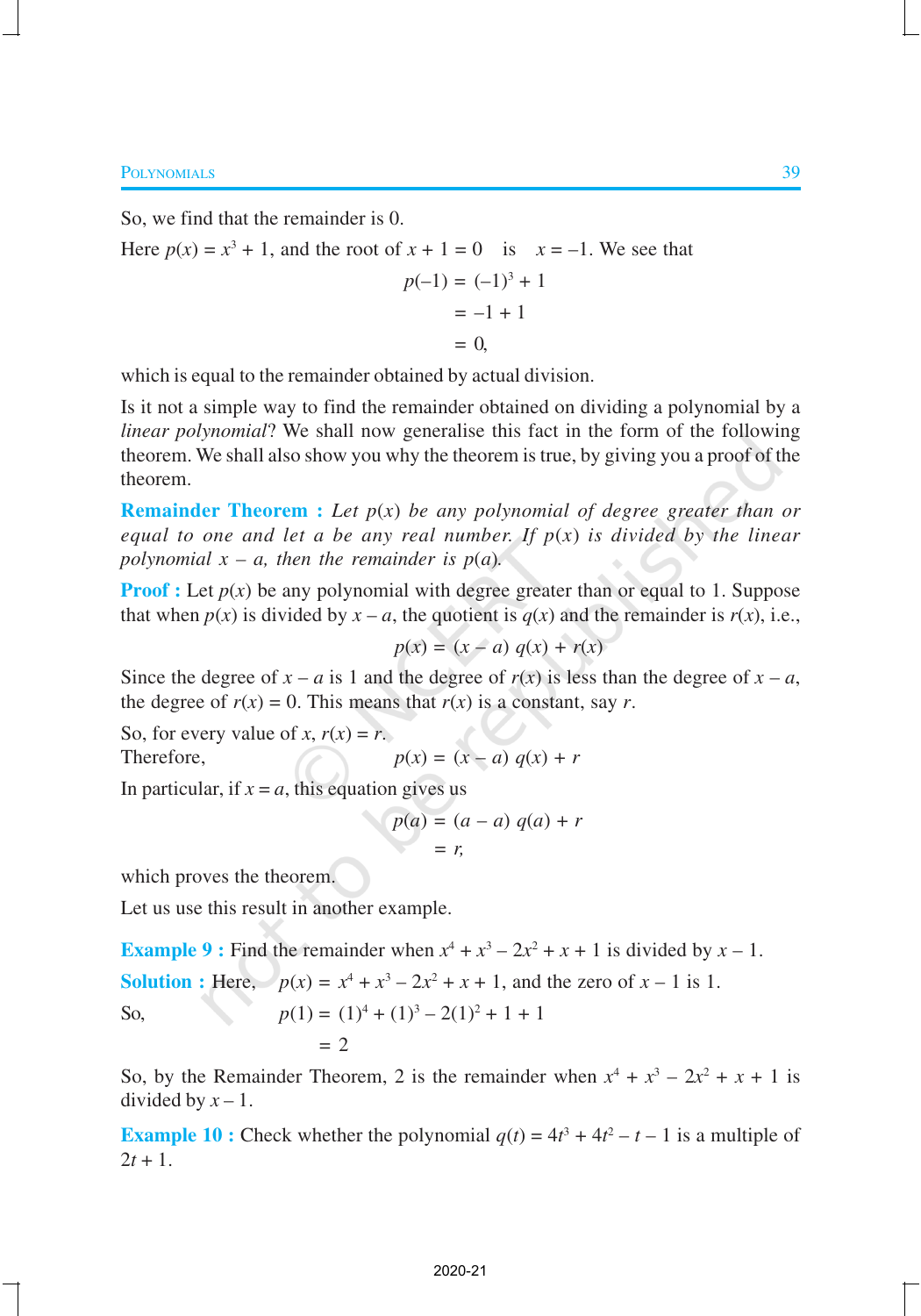So, we find that the remainder is 0.

Here $p(x) = x^3 + 1$, and the root of $x + 1 = 0$ is $x = –1$. We see that

$$p(–1) = (–1)^3 + 1$$
$$= –1 + 1$$
$$= 0,$$

which is equal to the remainder obtained by actual division.

Is it not a simple way to find the remainder obtained on dividing a polynomial by a *linear polynomial*? We shall now generalise this fact in the form of the following theorem. We shall also show you why the theorem is true, by giving you a proof of the theorem.

**Remainder Theorem :** *Let $p(x)$ be any polynomial of degree greater than or equal to one and let a be any real number. If $p(x)$ is divided by the linear polynomial $x – a$, then the remainder is $p(a)$.*

**Proof :** Let $p(x)$ be any polynomial with degree greater than or equal to 1. Suppose that when $p(x)$ is divided by $x – a$, the quotient is $q(x)$ and the remainder is $r(x)$, i.e.,

$$p(x) = (x – a)\, q(x) + r(x)$$

Since the degree of $x – a$ is 1 and the degree of $r(x)$ is less than the degree of $x – a$, the degree of $r(x) = 0$. This means that $r(x)$ is a constant, say $r$.

So, for every value of $x$, $r(x) = r$.

Therefore, $$p(x) = (x – a)\, q(x) + r$$

In particular, if $x = a$, this equation gives us

$$p(a) = (a – a)\, q(a) + r$$
$$= r,$$

which proves the theorem.

Let us use this result in another example.

**Example 9 :** Find the remainder when $x^4 + x^3 – 2x^2 + x + 1$ is divided by $x – 1$.

**Solution :** Here, $p(x) = x^4 + x^3 – 2x^2 + x + 1$, and the zero of $x – 1$ is 1.

So, $$p(1) = (1)^4 + (1)^3 – 2(1)^2 + 1 + 1$$
$$= 2$$

So, by the Remainder Theorem, 2 is the remainder when $x^4 + x^3 – 2x^2 + x + 1$ is divided by $x – 1$.

**Example 10 :** Check whether the polynomial $q(t) = 4t^3 + 4t^2 – t – 1$ is a multiple of $2t + 1$.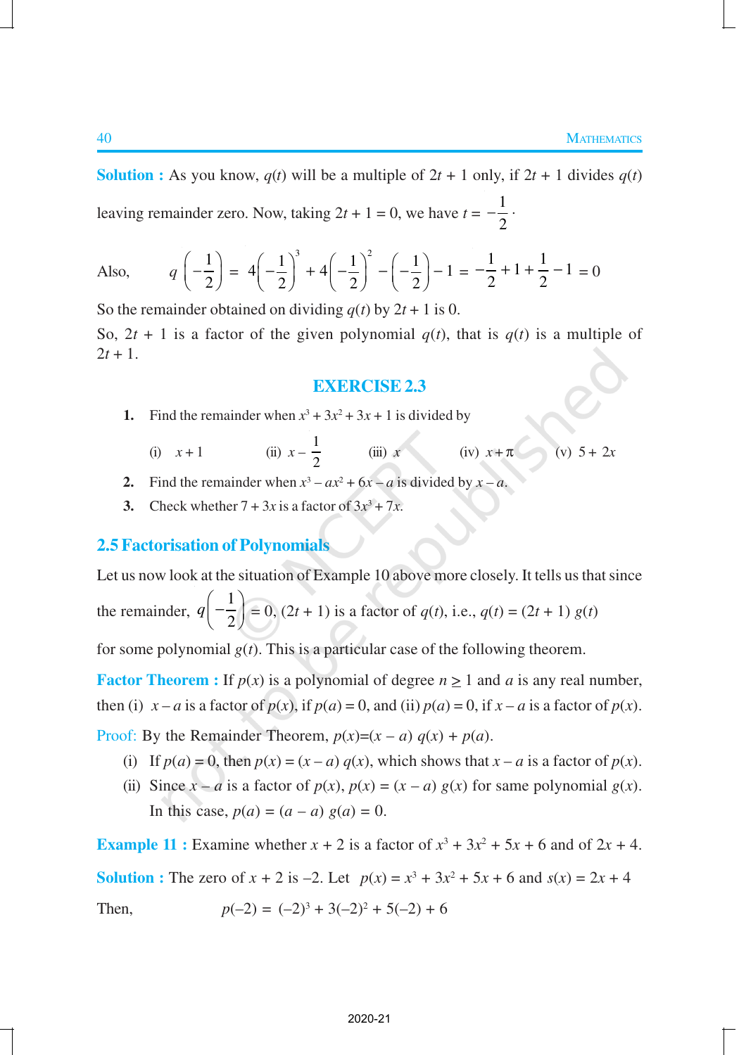**Solution :** As you know, $q(t)$ will be a multiple of $2t + 1$ only, if $2t + 1$ divides $q(t)$ leaving remainder zero. Now, taking $2t + 1 = 0$, we have $t = -\frac{1}{2}$.

Also, $$q\left(-\frac{1}{2}\right) = 4\left(-\frac{1}{2}\right)^3 + 4\left(-\frac{1}{2}\right)^2 - \left(-\frac{1}{2}\right) - 1 = -\frac{1}{2} + 1 + \frac{1}{2} - 1 = 0$$

So the remainder obtained on dividing $q(t)$ by $2t + 1$ is 0.

So, $2t + 1$ is a factor of the given polynomial $q(t)$, that is $q(t)$ is a multiple of $2t + 1$.

## EXERCISE 2.3

1. Find the remainder when $x^3 + 3x^2 + 3x + 1$ is divided by

   (i) $x + 1$ (ii) $x - \frac{1}{2}$ (iii) $x$ (iv) $x + \pi$ (v) $5 + 2x$

2. Find the remainder when $x^3 - ax^2 + 6x - a$ is divided by $x - a$.
3. Check whether $7 + 3x$ is a factor of $3x^3 + 7x$.

## 2.5 Factorisation of Polynomials

Let us now look at the situation of Example 10 above more closely. It tells us that since the remainder, $q\left(-\frac{1}{2}\right) = 0$, $(2t + 1)$ is a factor of $q(t)$, i.e., $q(t) = (2t + 1)\ g(t)$ for some polynomial $g(t)$. This is a particular case of the following theorem.

**Factor Theorem :** If $p(x)$ is a polynomial of degree $n \geq 1$ and $a$ is any real number, then (i) $x - a$ is a factor of $p(x)$, if $p(a) = 0$, and (ii) $p(a) = 0$, if $x - a$ is a factor of $p(x)$.

Proof: By the Remainder Theorem, $p(x)=(x - a)\ q(x) + p(a)$.

(i) If $p(a) = 0$, then $p(x) = (x - a)\ q(x)$, which shows that $x - a$ is a factor of $p(x)$.

(ii) Since $x - a$ is a factor of $p(x)$, $p(x) = (x - a)\ g(x)$ for same polynomial $g(x)$. In this case, $p(a) = (a - a)\ g(a) = 0$.

**Example 11 :** Examine whether $x + 2$ is a factor of $x^3 + 3x^2 + 5x + 6$ and of $2x + 4$.

**Solution :** The zero of $x + 2$ is $-2$. Let $p(x) = x^3 + 3x^2 + 5x + 6$ and $s(x) = 2x + 4$

Then, $$p(-2) = (-2)^3 + 3(-2)^2 + 5(-2) + 6$$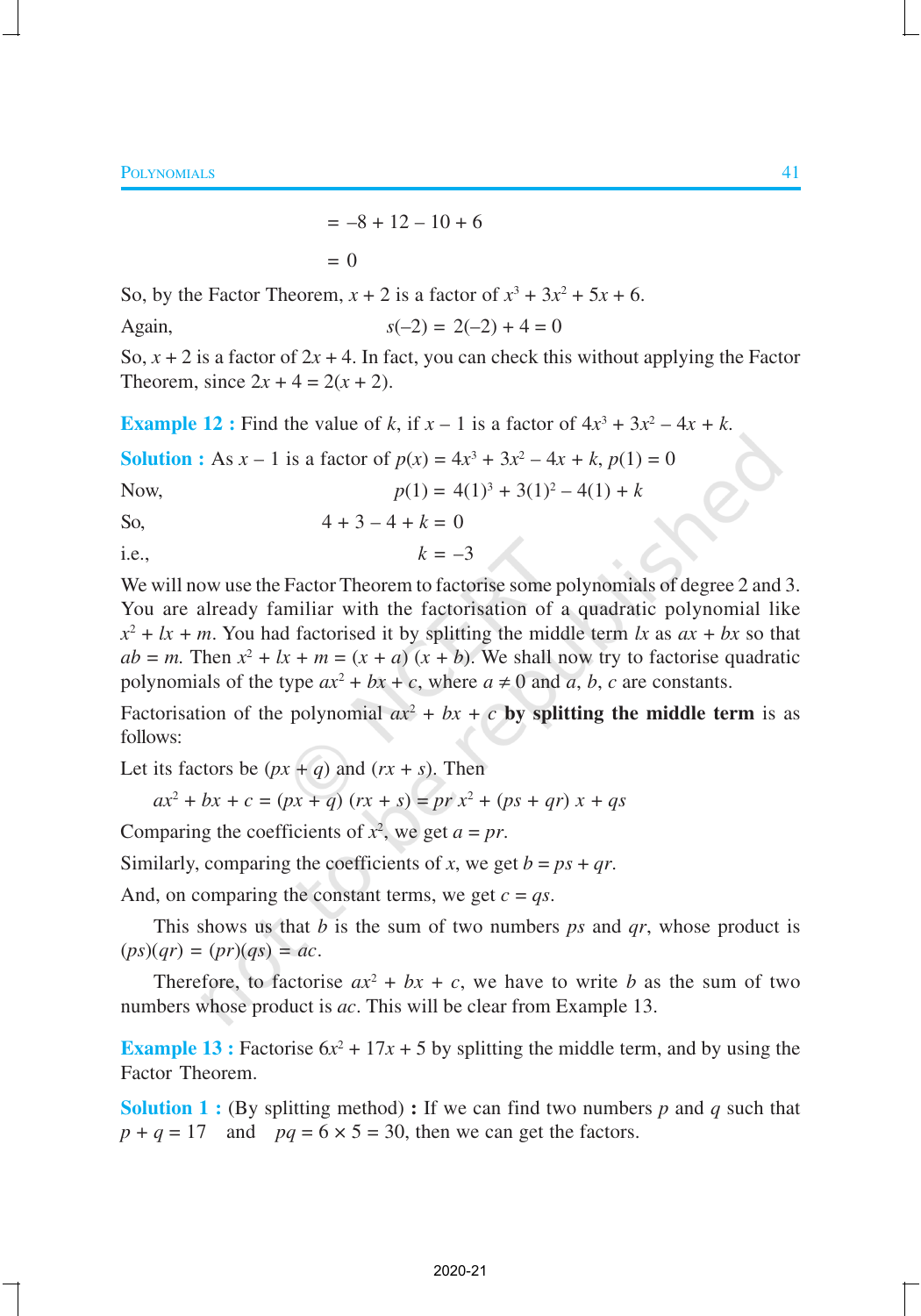$$= -8 + 12 - 10 + 6$$

$$= 0$$

So, by the Factor Theorem, $x + 2$ is a factor of $x^3 + 3x^2 + 5x + 6$.

Again, $s(-2) = 2(-2) + 4 = 0$

So, $x + 2$ is a factor of $2x + 4$. In fact, you can check this without applying the Factor Theorem, since $2x + 4 = 2(x + 2)$.

**Example 12 :** Find the value of $k$, if $x - 1$ is a factor of $4x^3 + 3x^2 - 4x + k$.

**Solution :** As $x - 1$ is a factor of $p(x) = 4x^3 + 3x^2 - 4x + k$, $p(1) = 0$

Now, $p(1) = 4(1)^3 + 3(1)^2 - 4(1) + k$

So, $4 + 3 - 4 + k = 0$

i.e., $k = -3$

We will now use the Factor Theorem to factorise some polynomials of degree 2 and 3. You are already familiar with the factorisation of a quadratic polynomial like $x^2 + lx + m$. You had factorised it by splitting the middle term $lx$ as $ax + bx$ so that $ab = m$. Then $x^2 + lx + m = (x + a)(x + b)$. We shall now try to factorise quadratic polynomials of the type $ax^2 + bx + c$, where $a \neq 0$ and $a$, $b$, $c$ are constants.

Factorisation of the polynomial $ax^2 + bx + c$ **by splitting the middle term** is as follows:

Let its factors be $(px + q)$ and $(rx + s)$. Then

$$ax^2 + bx + c = (px + q)(rx + s) = pr\,x^2 + (ps + qr)\,x + qs$$

Comparing the coefficients of $x^2$, we get $a = pr$.

Similarly, comparing the coefficients of $x$, we get $b = ps + qr$.

And, on comparing the constant terms, we get $c = qs$.

This shows us that $b$ is the sum of two numbers $ps$ and $qr$, whose product is $(ps)(qr) = (pr)(qs) = ac$.

Therefore, to factorise $ax^2 + bx + c$, we have to write $b$ as the sum of two numbers whose product is $ac$. This will be clear from Example 13.

**Example 13 :** Factorise $6x^2 + 17x + 5$ by splitting the middle term, and by using the Factor Theorem.

**Solution 1 :** (By splitting method) **:** If we can find two numbers $p$ and $q$ such that $p + q = 17$ and $pq = 6 \times 5 = 30$, then we can get the factors.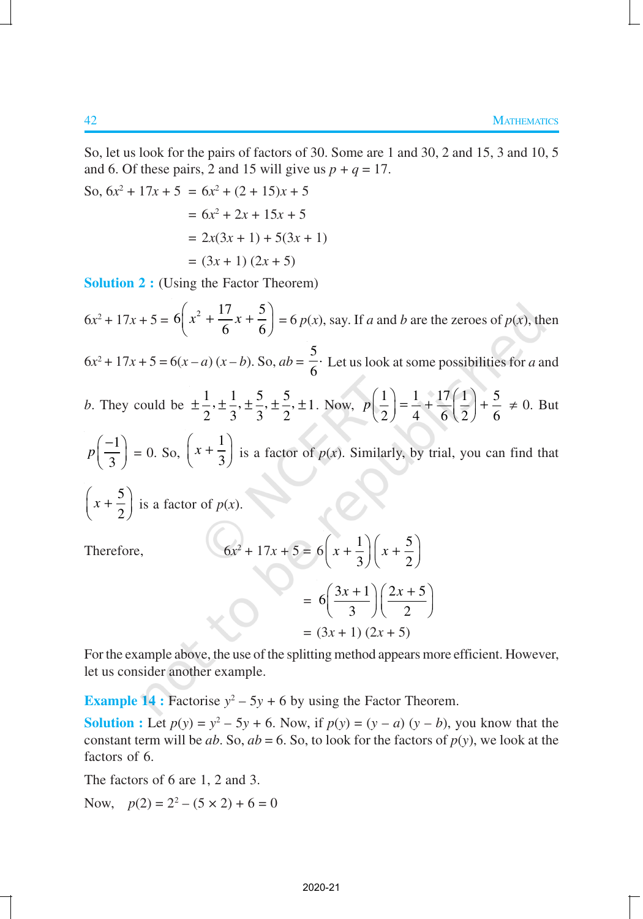So, let us look for the pairs of factors of 30. Some are 1 and 30, 2 and 15, 3 and 10, 5 and 6. Of these pairs, 2 and 15 will give us $p + q = 17$.

$$
\begin{aligned}
\text{So, } 6x^2 + 17x + 5 &= 6x^2 + (2 + 15)x + 5 \\
&= 6x^2 + 2x + 15x + 5 \\
&= 2x(3x + 1) + 5(3x + 1) \\
&= (3x + 1)(2x + 5)
\end{aligned}
$$

**Solution 2 :** (Using the Factor Theorem)

$6x^2 + 17x + 5 = 6\left(x^2 + \frac{17}{6}x + \frac{5}{6}\right) = 6\,p(x)$, say. If $a$ and $b$ are the zeroes of $p(x)$, then $6x^2 + 17x + 5 = 6(x - a)(x - b)$. So, $ab = \frac{5}{6}$. Let us look at some possibilities for $a$ and $b$. They could be $\pm\frac{1}{2}, \pm\frac{1}{3}, \pm\frac{5}{3}, \pm\frac{5}{2}, \pm 1$. Now, $p\left(\frac{1}{2}\right) = \frac{1}{4} + \frac{17}{6}\left(\frac{1}{2}\right) + \frac{5}{6} \neq 0$. But $p\left(\frac{-1}{3}\right) = 0$. So, $\left(x + \frac{1}{3}\right)$ is a factor of $p(x)$. Similarly, by trial, you can find that $\left(x + \frac{5}{2}\right)$ is a factor of $p(x)$.

$$
\begin{aligned}
\text{Therefore,} \qquad 6x^2 + 17x + 5 &= 6\left(x + \frac{1}{3}\right)\left(x + \frac{5}{2}\right) \\
&= 6\left(\frac{3x + 1}{3}\right)\left(\frac{2x + 5}{2}\right) \\
&= (3x + 1)(2x + 5)
\end{aligned}
$$

For the example above, the use of the splitting method appears more efficient. However, let us consider another example.

**Example 14 :** Factorise $y^2 - 5y + 6$ by using the Factor Theorem.

**Solution :** Let $p(y) = y^2 - 5y + 6$. Now, if $p(y) = (y - a)(y - b)$, you know that the constant term will be $ab$. So, $ab = 6$. So, to look for the factors of $p(y)$, we look at the factors of 6.

The factors of 6 are 1, 2 and 3.

Now, $\quad p(2) = 2^2 - (5 \times 2) + 6 = 0$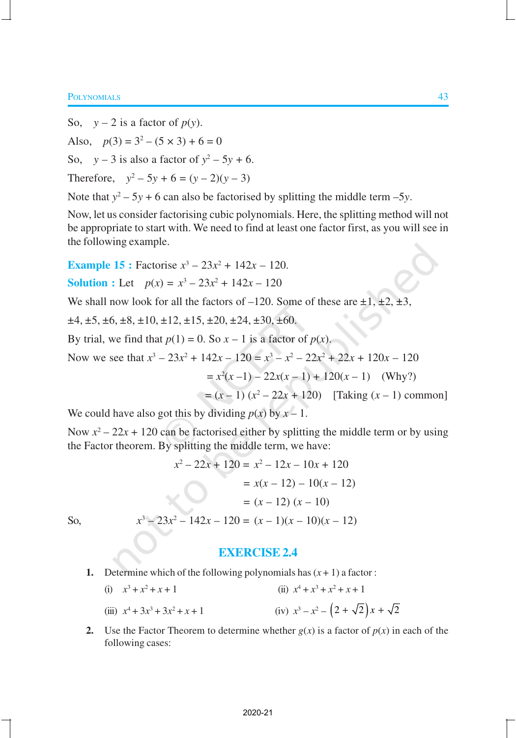So, $y - 2$ is a factor of $p(y)$.

Also, $p(3) = 3^2 - (5 \times 3) + 6 = 0$

So, $y - 3$ is also a factor of $y^2 - 5y + 6$.

Therefore, $y^2 - 5y + 6 = (y - 2)(y - 3)$

Note that $y^2 - 5y + 6$ can also be factorised by splitting the middle term $-5y$.

Now, let us consider factorising cubic polynomials. Here, the splitting method will not be appropriate to start with. We need to find at least one factor first, as you will see in the following example.

**Example 15 :** Factorise $x^3 - 23x^2 + 142x - 120$.

**Solution :** Let $p(x) = x^3 - 23x^2 + 142x - 120$

We shall now look for all the factors of $-120$. Some of these are $\pm1, \pm2, \pm3, \pm4, \pm5, \pm6, \pm8, \pm10, \pm12, \pm15, \pm20, \pm24, \pm30, \pm60$.

By trial, we find that $p(1) = 0$. So $x - 1$ is a factor of $p(x)$.

Now we see that $x^3 - 23x^2 + 142x - 120 = x^3 - x^2 - 22x^2 + 22x + 120x - 120$

$$= x^2(x - 1) - 22x(x - 1) + 120(x - 1) \quad \text{(Why?)}$$

$$= (x - 1)(x^2 - 22x + 120) \quad \text{[Taking } (x - 1) \text{ common]}$$

We could have also got this by dividing $p(x)$ by $x - 1$.

Now $x^2 - 22x + 120$ can be factorised either by splitting the middle term or by using the Factor theorem. By splitting the middle term, we have:

$$x^2 - 22x + 120 = x^2 - 12x - 10x + 120$$

$$= x(x - 12) - 10(x - 12)$$

$$= (x - 12)(x - 10)$$

So, $$x^3 - 23x^2 - 142x - 120 = (x - 1)(x - 10)(x - 12)$$

## EXERCISE 2.4

1. Determine which of the following polynomials has $(x + 1)$ a factor :

   (i) $x^3 + x^2 + x + 1$

   (ii) $x^4 + x^3 + x^2 + x + 1$

   (iii) $x^4 + 3x^3 + 3x^2 + x + 1$

   (iv) $x^3 - x^2 - \left(2 + \sqrt{2}\right)x + \sqrt{2}$

2. Use the Factor Theorem to determine whether $g(x)$ is a factor of $p(x)$ in each of the following cases: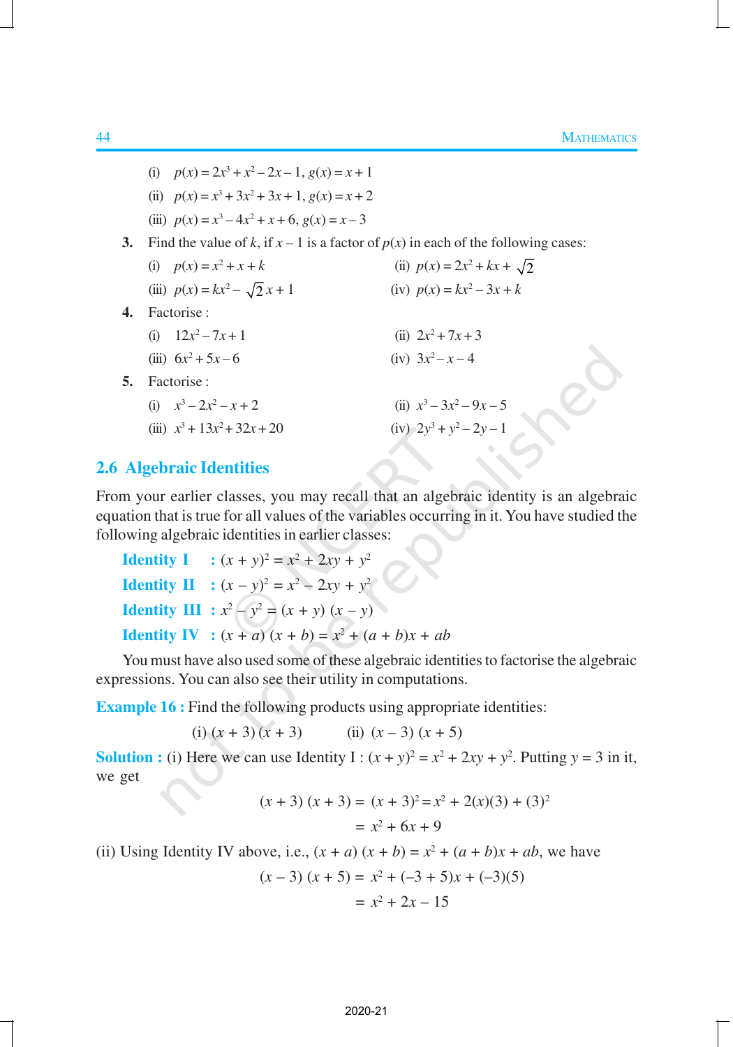(i) $p(x) = 2x^3 + x^2 - 2x - 1, g(x) = x + 1$

(ii) $p(x) = x^3 + 3x^2 + 3x + 1, g(x) = x + 2$

(iii) $p(x) = x^3 - 4x^2 + x + 6, g(x) = x - 3$

**3.** Find the value of $k$, if $x - 1$ is a factor of $p(x)$ in each of the following cases:

(i) $p(x) = x^2 + x + k$

(ii) $p(x) = 2x^2 + kx + \sqrt{2}$

(iii) $p(x) = kx^2 - \sqrt{2}\,x + 1$

(iv) $p(x) = kx^2 - 3x + k$

**4.** Factorise :

(i) $12x^2 - 7x + 1$

(ii) $2x^2 + 7x + 3$

(iii) $6x^2 + 5x - 6$

(iv) $3x^2 - x - 4$

**5.** Factorise :

(i) $x^3 - 2x^2 - x + 2$

(ii) $x^3 - 3x^2 - 9x - 5$

(iii) $x^3 + 13x^2 + 32x + 20$

(iv) $2y^3 + y^2 - 2y - 1$

## 2.6 Algebraic Identities

From your earlier classes, you may recall that an algebraic identity is an algebraic equation that is true for all values of the variables occurring in it. You have studied the following algebraic identities in earlier classes:

**Identity I** : $(x + y)^2 = x^2 + 2xy + y^2$

**Identity II** : $(x - y)^2 = x^2 - 2xy + y^2$

**Identity III** : $x^2 - y^2 = (x + y)(x - y)$

**Identity IV** : $(x + a)(x + b) = x^2 + (a + b)x + ab$

You must have also used some of these algebraic identities to factorise the algebraic expressions. You can also see their utility in computations.

**Example 16 :** Find the following products using appropriate identities:

(i) $(x + 3)(x + 3)$ (ii) $(x - 3)(x + 5)$

**Solution :** (i) Here we can use Identity I : $(x + y)^2 = x^2 + 2xy + y^2$. Putting $y = 3$ in it, we get

$$(x + 3)(x + 3) = (x + 3)^2 = x^2 + 2(x)(3) + (3)^2$$

$$= x^2 + 6x + 9$$

(ii) Using Identity IV above, i.e., $(x + a)(x + b) = x^2 + (a + b)x + ab$, we have

$$(x - 3)(x + 5) = x^2 + (-3 + 5)x + (-3)(5)$$

$$= x^2 + 2x - 15$$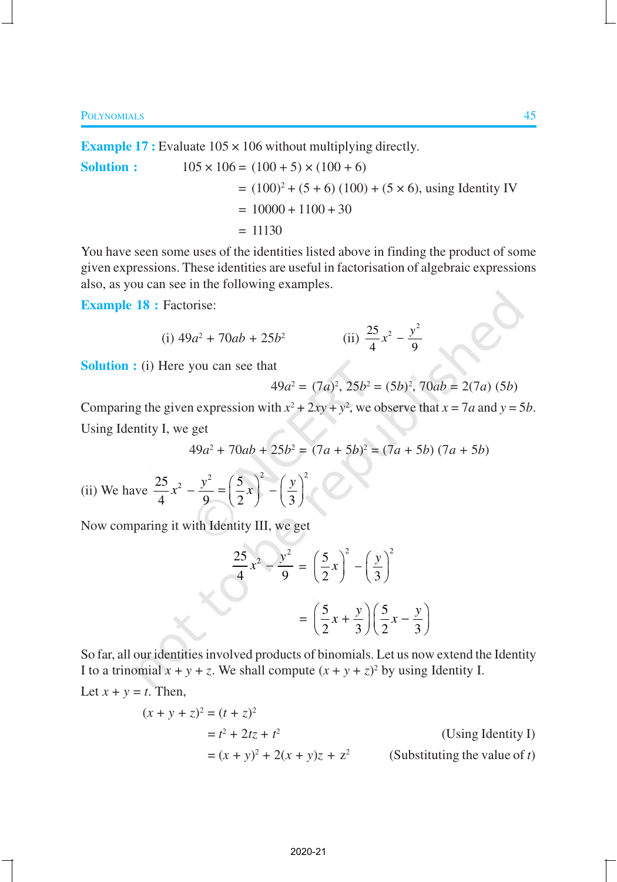**Example 17 :** Evaluate 105 × 106 without multiplying directly.

**Solution :**

$$
\begin{aligned}
105 \times 106 &= (100 + 5) \times (100 + 6)\\
&= (100)^2 + (5 + 6)\,(100) + (5 \times 6), \text{ using Identity IV}\\
&= 10000 + 1100 + 30\\
&= 11130
\end{aligned}
$$

You have seen some uses of the identities listed above in finding the product of some given expressions. These identities are useful in factorisation of algebraic expressions also, as you can see in the following examples.

**Example 18 :** Factorise:

(i) $49a^2 + 70ab + 25b^2$  (ii) $\frac{25}{4}x^2 - \frac{y^2}{9}$

**Solution :** (i) Here you can see that

$$49a^2 = (7a)^2,\ 25b^2 = (5b)^2,\ 70ab = 2(7a)\,(5b)$$

Comparing the given expression with $x^2 + 2xy + y^2$, we observe that $x = 7a$ and $y = 5b$.

Using Identity I, we get

$$49a^2 + 70ab + 25b^2 = (7a + 5b)^2 = (7a + 5b)\,(7a + 5b)$$

(ii) We have $\frac{25}{4}x^2 - \frac{y^2}{9} = \left(\frac{5}{2}x\right)^2 - \left(\frac{y}{3}\right)^2$

Now comparing it with Identity III, we get

$$
\begin{aligned}
\frac{25}{4}x^2 - \frac{y^2}{9} &= \left(\frac{5}{2}x\right)^2 - \left(\frac{y}{3}\right)^2\\
&= \left(\frac{5}{2}x + \frac{y}{3}\right)\left(\frac{5}{2}x - \frac{y}{3}\right)
\end{aligned}
$$

So far, all our identities involved products of binomials. Let us now extend the Identity I to a trinomial $x + y + z$. We shall compute $(x + y + z)^2$ by using Identity I.

Let $x + y = t$. Then,

$$
\begin{aligned}
(x + y + z)^2 &= (t + z)^2\\
&= t^2 + 2tz + t^2 && \text{(Using Identity I)}\\
&= (x + y)^2 + 2(x + y)z + z^2 && \text{(Substituting the value of } t\text{)}
\end{aligned}
$$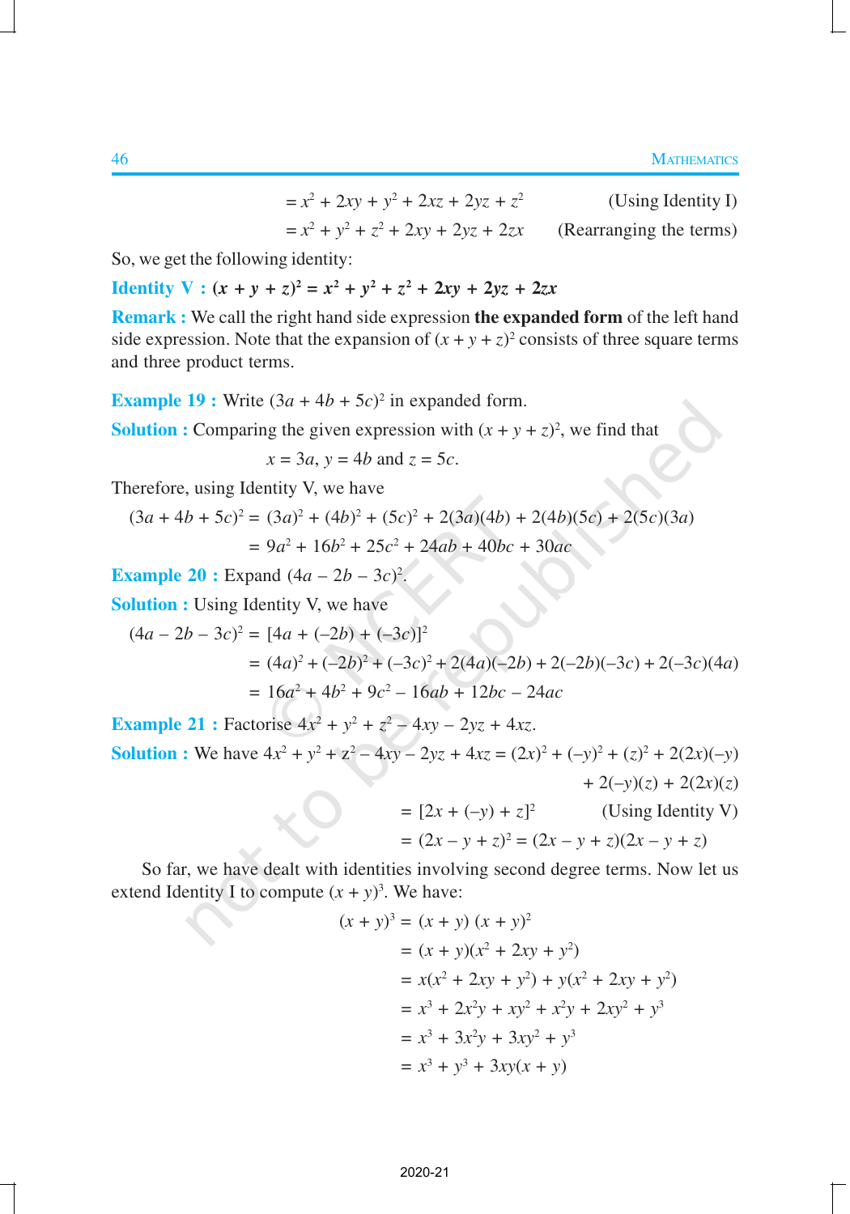$$= x^2 + 2xy + y^2 + 2xz + 2yz + z^2 \qquad \text{(Using Identity I)}$$

$$= x^2 + y^2 + z^2 + 2xy + 2yz + 2zx \qquad \text{(Rearranging the terms)}$$

So, we get the following identity:

**Identity V :** $(x + y + z)^2 = x^2 + y^2 + z^2 + 2xy + 2yz + 2zx$

**Remark :** We call the right hand side expression **the expanded form** of the left hand side expression. Note that the expansion of $(x + y + z)^2$ consists of three square terms and three product terms.

**Example 19 :** Write $(3a + 4b + 5c)^2$ in expanded form.

**Solution :** Comparing the given expression with $(x + y + z)^2$, we find that

$$x = 3a,\ y = 4b \text{ and } z = 5c.$$

Therefore, using Identity V, we have

$$(3a + 4b + 5c)^2 = (3a)^2 + (4b)^2 + (5c)^2 + 2(3a)(4b) + 2(4b)(5c) + 2(5c)(3a)$$

$$= 9a^2 + 16b^2 + 25c^2 + 24ab + 40bc + 30ac$$

**Example 20 :** Expand $(4a – 2b – 3c)^2$.

**Solution :** Using Identity V, we have

$$(4a – 2b – 3c)^2 = [4a + (–2b) + (–3c)]^2$$

$$= (4a)^2 + (–2b)^2 + (–3c)^2 + 2(4a)(–2b) + 2(–2b)(–3c) + 2(–3c)(4a)$$

$$= 16a^2 + 4b^2 + 9c^2 – 16ab + 12bc – 24ac$$

**Example 21 :** Factorise $4x^2 + y^2 + z^2 – 4xy – 2yz + 4xz$.

**Solution :** We have $4x^2 + y^2 + z^2 – 4xy – 2yz + 4xz = (2x)^2 + (–y)^2 + (z)^2 + 2(2x)(–y) + 2(–y)(z) + 2(2x)(z)$

$$= [2x + (–y) + z]^2 \qquad \text{(Using Identity V)}$$

$$= (2x – y + z)^2 = (2x – y + z)(2x – y + z)$$

So far, we have dealt with identities involving second degree terms. Now let us extend Identity I to compute $(x + y)^3$. We have:

$$(x + y)^3 = (x + y)(x + y)^2$$

$$= (x + y)(x^2 + 2xy + y^2)$$

$$= x(x^2 + 2xy + y^2) + y(x^2 + 2xy + y^2)$$

$$= x^3 + 2x^2y + xy^2 + x^2y + 2xy^2 + y^3$$

$$= x^3 + 3x^2y + 3xy^2 + y^3$$

$$= x^3 + y^3 + 3xy(x + y)$$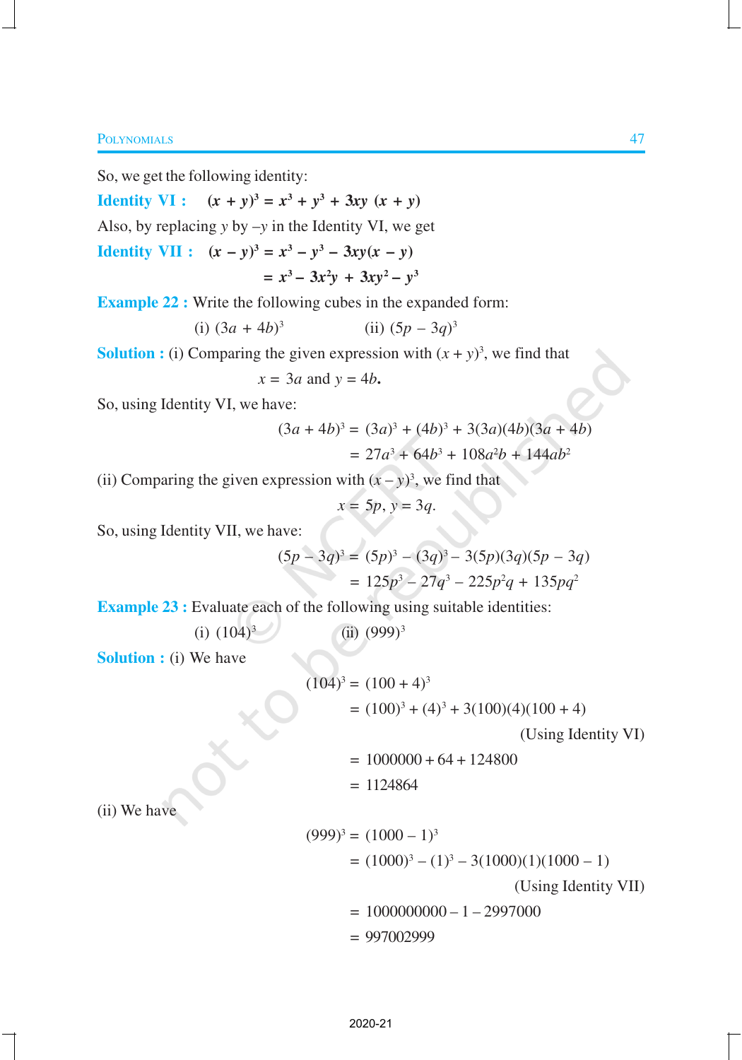So, we get the following identity:

**Identity VI :** $(x + y)^3 = x^3 + y^3 + 3xy\,(x + y)$

Also, by replacing $y$ by $-y$ in the Identity VI, we get

**Identity VII :** $(x - y)^3 = x^3 - y^3 - 3xy(x - y)$

$$= x^3 - 3x^2y + 3xy^2 - y^3$$

**Example 22 :** Write the following cubes in the expanded form:

(i) $(3a + 4b)^3$ (ii) $(5p - 3q)^3$

**Solution :** (i) Comparing the given expression with $(x + y)^3$, we find that

$$x = 3a \text{ and } y = 4b.$$

So, using Identity VI, we have:

$$(3a + 4b)^3 = (3a)^3 + (4b)^3 + 3(3a)(4b)(3a + 4b)$$

$$= 27a^3 + 64b^3 + 108a^2b + 144ab^2$$

(ii) Comparing the given expression with $(x - y)^3$, we find that

$$x = 5p,\ y = 3q.$$

So, using Identity VII, we have:

$$(5p - 3q)^3 = (5p)^3 - (3q)^3 - 3(5p)(3q)(5p - 3q)$$

$$= 125p^3 - 27q^3 - 225p^2q + 135pq^2$$

**Example 23 :** Evaluate each of the following using suitable identities:

(i) $(104)^3$ (ii) $(999)^3$

**Solution :** (i) We have

$$(104)^3 = (100 + 4)^3$$

$$= (100)^3 + (4)^3 + 3(100)(4)(100 + 4)$$

(Using Identity VI)

$$= 1000000 + 64 + 124800$$

$$= 1124864$$

(ii) We have

$$(999)^3 = (1000 - 1)^3$$

$$= (1000)^3 - (1)^3 - 3(1000)(1)(1000 - 1)$$

(Using Identity VII)

$$= 1000000000 - 1 - 2997000$$

$$= 997002999$$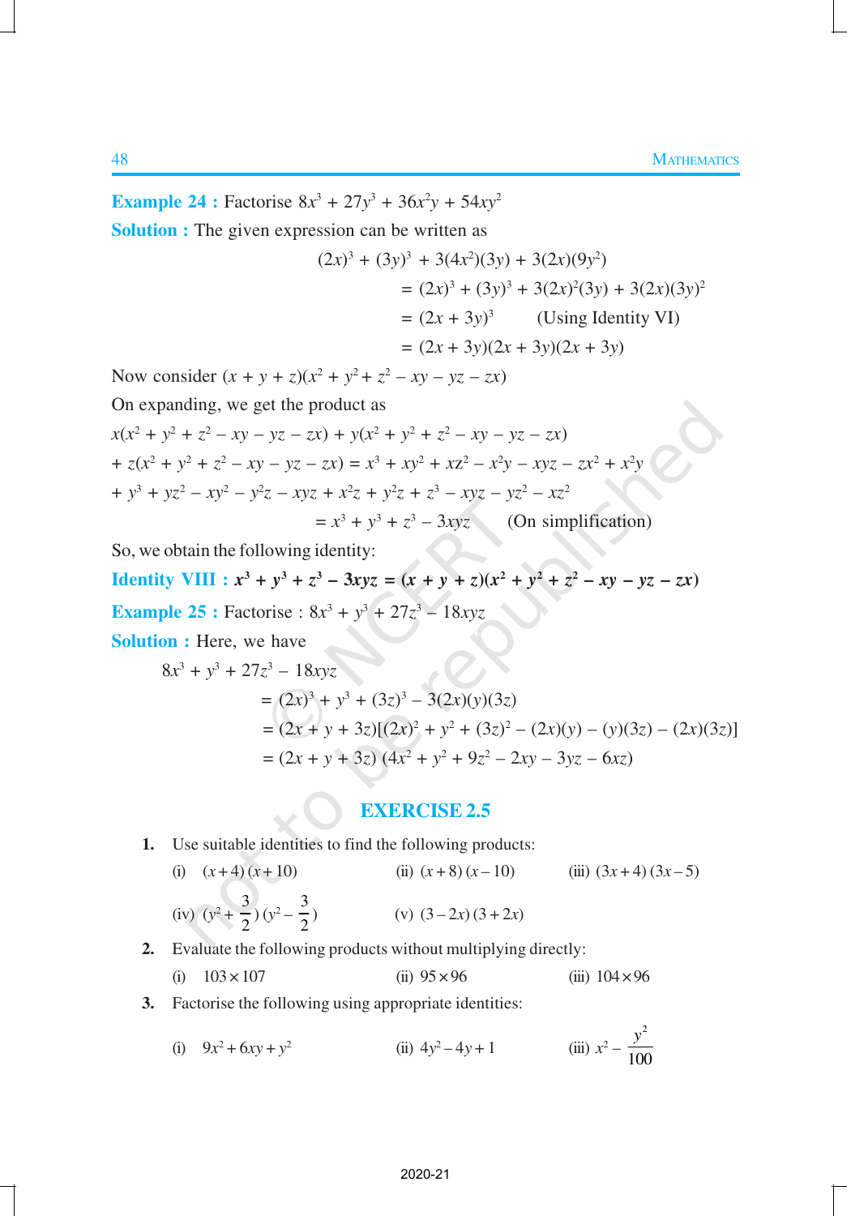**Example 24 :** Factorise $8x^3 + 27y^3 + 36x^2y + 54xy^2$

**Solution :** The given expression can be written as

$$(2x)^3 + (3y)^3 + 3(4x^2)(3y) + 3(2x)(9y^2)$$

$$= (2x)^3 + (3y)^3 + 3(2x)^2(3y) + 3(2x)(3y)^2$$

$$= (2x + 3y)^3 \qquad \text{(Using Identity VI)}$$

$$= (2x + 3y)(2x + 3y)(2x + 3y)$$

Now consider $(x + y + z)(x^2 + y^2 + z^2 - xy - yz - zx)$

On expanding, we get the product as

$x(x^2 + y^2 + z^2 - xy - yz - zx) + y(x^2 + y^2 + z^2 - xy - yz - zx)$
$+ z(x^2 + y^2 + z^2 - xy - yz - zx) = x^3 + xy^2 + xz^2 - x^2y - xyz - zx^2 + x^2y$
$+ y^3 + yz^2 - xy^2 - y^2z - xyz + x^2z + y^2z + z^3 - xyz - yz^2 - xz^2$

$$= x^3 + y^3 + z^3 - 3xyz \qquad \text{(On simplification)}$$

So, we obtain the following identity:

**Identity VIII :** $\boldsymbol{x^3 + y^3 + z^3 - 3xyz = (x + y + z)(x^2 + y^2 + z^2 - xy - yz - zx)}$

**Example 25 :** Factorise : $8x^3 + y^3 + 27z^3 - 18xyz$

**Solution :** Here, we have

$8x^3 + y^3 + 27z^3 - 18xyz$

$$= (2x)^3 + y^3 + (3z)^3 - 3(2x)(y)(3z)$$

$$= (2x + y + 3z)[(2x)^2 + y^2 + (3z)^2 - (2x)(y) - (y)(3z) - (2x)(3z)]$$

$$= (2x + y + 3z)(4x^2 + y^2 + 9z^2 - 2xy - 3yz - 6xz)$$

## EXERCISE 2.5

1. Use suitable identities to find the following products:

   (i) $(x + 4)(x + 10)$ (ii) $(x + 8)(x - 10)$ (iii) $(3x + 4)(3x - 5)$

   (iv) $(y^2 + \frac{3}{2})(y^2 - \frac{3}{2})$ (v) $(3 - 2x)(3 + 2x)$

2. Evaluate the following products without multiplying directly:

   (i) $103 \times 107$ (ii) $95 \times 96$ (iii) $104 \times 96$

3. Factorise the following using appropriate identities:

   (i) $9x^2 + 6xy + y^2$ (ii) $4y^2 - 4y + 1$ (iii) $x^2 - \frac{y^2}{100}$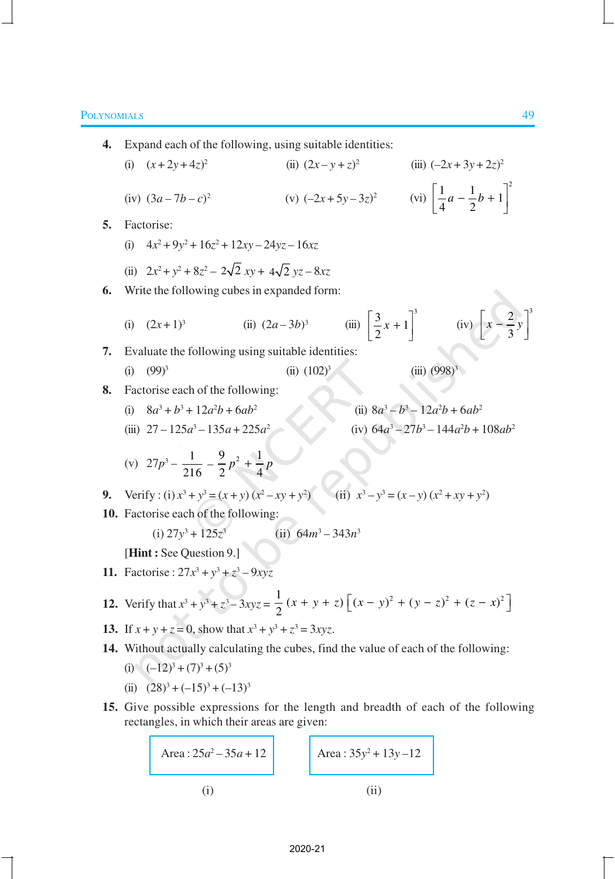**4.** Expand each of the following, using suitable identities:

(i) $(x + 2y + 4z)^2$ (ii) $(2x - y + z)^2$ (iii) $(-2x + 3y + 2z)^2$

(iv) $(3a - 7b - c)^2$ (v) $(-2x + 5y - 3z)^2$ (vi) $\left[\frac{1}{4}a - \frac{1}{2}b + 1\right]^2$

**5.** Factorise:

(i) $4x^2 + 9y^2 + 16z^2 + 12xy - 24yz - 16xz$

(ii) $2x^2 + y^2 + 8z^2 - 2\sqrt{2}\,xy + 4\sqrt{2}\,yz - 8xz$

**6.** Write the following cubes in expanded form:

(i) $(2x + 1)^3$ (ii) $(2a - 3b)^3$ (iii) $\left[\frac{3}{2}x + 1\right]^3$ (iv) $\left[x - \frac{2}{3}y\right]^3$

**7.** Evaluate the following using suitable identities:

(i) $(99)^3$ (ii) $(102)^3$ (iii) $(998)^3$

**8.** Factorise each of the following:

(i) $8a^3 + b^3 + 12a^2b + 6ab^2$ (ii) $8a^3 - b^3 - 12a^2b + 6ab^2$

(iii) $27 - 125a^3 - 135a + 225a^2$ (iv) $64a^3 - 27b^3 - 144a^2b + 108ab^2$

(v) $27p^3 - \frac{1}{216} - \frac{9}{2}p^2 + \frac{1}{4}p$

**9.** Verify : (i) $x^3 + y^3 = (x + y)(x^2 - xy + y^2)$ (ii) $x^3 - y^3 = (x - y)(x^2 + xy + y^2)$

**10.** Factorise each of the following:

(i) $27y^3 + 125z^3$ (ii) $64m^3 - 343n^3$

[**Hint :** See Question 9.]

**11.** Factorise : $27x^3 + y^3 + z^3 - 9xyz$

**12.** Verify that $x^3 + y^3 + z^3 - 3xyz = \frac{1}{2}(x + y + z)\left[(x - y)^2 + (y - z)^2 + (z - x)^2\right]$

**13.** If $x + y + z = 0$, show that $x^3 + y^3 + z^3 = 3xyz$.

**14.** Without actually calculating the cubes, find the value of each of the following:

(i) $(-12)^3 + (7)^3 + (5)^3$

(ii) $(28)^3 + (-15)^3 + (-13)^3$

**15.** Give possible expressions for the length and breadth of each of the following rectangles, in which their areas are given:

(i) Area : $25a^2 - 35a + 12$

(ii) Area : $35y^2 + 13y - 12$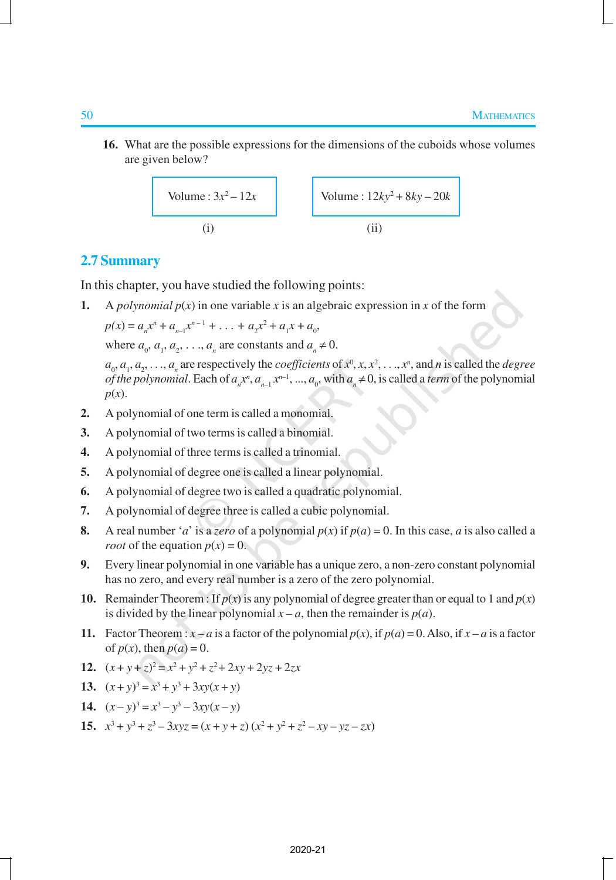16. What are the possible expressions for the dimensions of the cuboids whose volumes are given below?

| | |
|---|---|
| Volume : $3x^2 - 12x$ | Volume : $12ky^2 + 8ky - 20k$ |
| (i) | (ii) |

## 2.7 Summary

In this chapter, you have studied the following points:

1. A *polynomial* $p(x)$ in one variable $x$ is an algebraic expression in $x$ of the form

   $p(x) = a_n x^n + a_{n-1} x^{n-1} + \ldots + a_2 x^2 + a_1 x + a_0$,

   where $a_0, a_1, a_2, \ldots, a_n$ are constants and $a_n \neq 0$.

   $a_0, a_1, a_2, \ldots, a_n$ are respectively the *coefficients* of $x^0, x, x^2, \ldots, x^n$, and $n$ is called the *degree of the polynomial*. Each of $a_n x^n, a_{n-1} x^{n-1}, \ldots, a_0$, with $a_n \neq 0$, is called a *term* of the polynomial $p(x)$.

2. A polynomial of one term is called a monomial.
3. A polynomial of two terms is called a binomial.
4. A polynomial of three terms is called a trinomial.
5. A polynomial of degree one is called a linear polynomial.
6. A polynomial of degree two is called a quadratic polynomial.
7. A polynomial of degree three is called a cubic polynomial.
8. A real number '$a$' is a *zero* of a polynomial $p(x)$ if $p(a) = 0$. In this case, $a$ is also called a *root* of the equation $p(x) = 0$.
9. Every linear polynomial in one variable has a unique zero, a non-zero constant polynomial has no zero, and every real number is a zero of the zero polynomial.
10. Remainder Theorem : If $p(x)$ is any polynomial of degree greater than or equal to 1 and $p(x)$ is divided by the linear polynomial $x - a$, then the remainder is $p(a)$.
11. Factor Theorem : $x - a$ is a factor of the polynomial $p(x)$, if $p(a) = 0$. Also, if $x - a$ is a factor of $p(x)$, then $p(a) = 0$.
12. $(x + y + z)^2 = x^2 + y^2 + z^2 + 2xy + 2yz + 2zx$
13. $(x + y)^3 = x^3 + y^3 + 3xy(x + y)$
14. $(x - y)^3 = x^3 - y^3 - 3xy(x - y)$
15. $x^3 + y^3 + z^3 - 3xyz = (x + y + z)(x^2 + y^2 + z^2 - xy - yz - zx)$